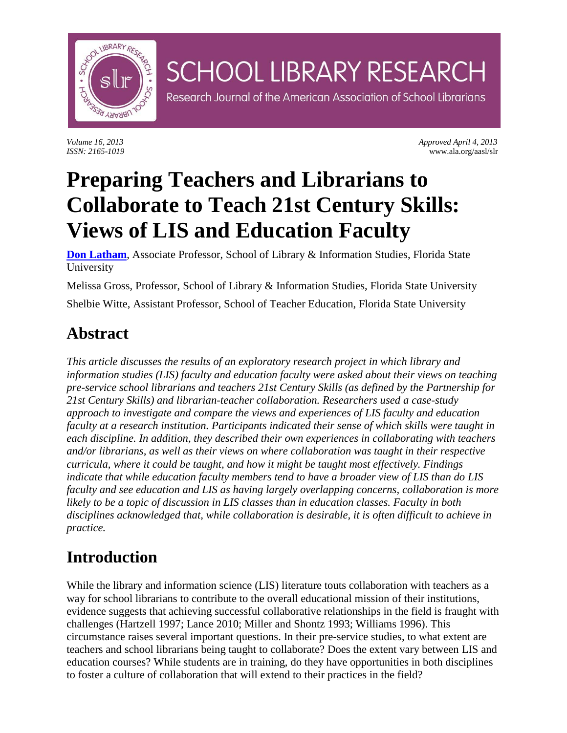# SCHOOL LIBRARY RESEARCH

Research Journal of the American Association of School Librarians

*Volume 16, 2013*
*ISSN: 2165-1019*

*Approved April 4, 2013*
www.ala.org/aasl/slr

# Preparing Teachers and Librarians to Collaborate to Teach 21st Century Skills: Views of LIS and Education Faculty

**Don Latham**, Associate Professor, School of Library & Information Studies, Florida State University

Melissa Gross, Professor, School of Library & Information Studies, Florida State University

Shelbie Witte, Assistant Professor, School of Teacher Education, Florida State University

## Abstract

*This article discusses the results of an exploratory research project in which library and information studies (LIS) faculty and education faculty were asked about their views on teaching pre-service school librarians and teachers 21st Century Skills (as defined by the Partnership for 21st Century Skills) and librarian-teacher collaboration. Researchers used a case-study approach to investigate and compare the views and experiences of LIS faculty and education faculty at a research institution. Participants indicated their sense of which skills were taught in each discipline. In addition, they described their own experiences in collaborating with teachers and/or librarians, as well as their views on where collaboration was taught in their respective curricula, where it could be taught, and how it might be taught most effectively. Findings indicate that while education faculty members tend to have a broader view of LIS than do LIS faculty and see education and LIS as having largely overlapping concerns, collaboration is more likely to be a topic of discussion in LIS classes than in education classes. Faculty in both disciplines acknowledged that, while collaboration is desirable, it is often difficult to achieve in practice.*

## Introduction

While the library and information science (LIS) literature touts collaboration with teachers as a way for school librarians to contribute to the overall educational mission of their institutions, evidence suggests that achieving successful collaborative relationships in the field is fraught with challenges (Hartzell 1997; Lance 2010; Miller and Shontz 1993; Williams 1996). This circumstance raises several important questions. In their pre-service studies, to what extent are teachers and school librarians being taught to collaborate? Does the extent vary between LIS and education courses? While students are in training, do they have opportunities in both disciplines to foster a culture of collaboration that will extend to their practices in the field?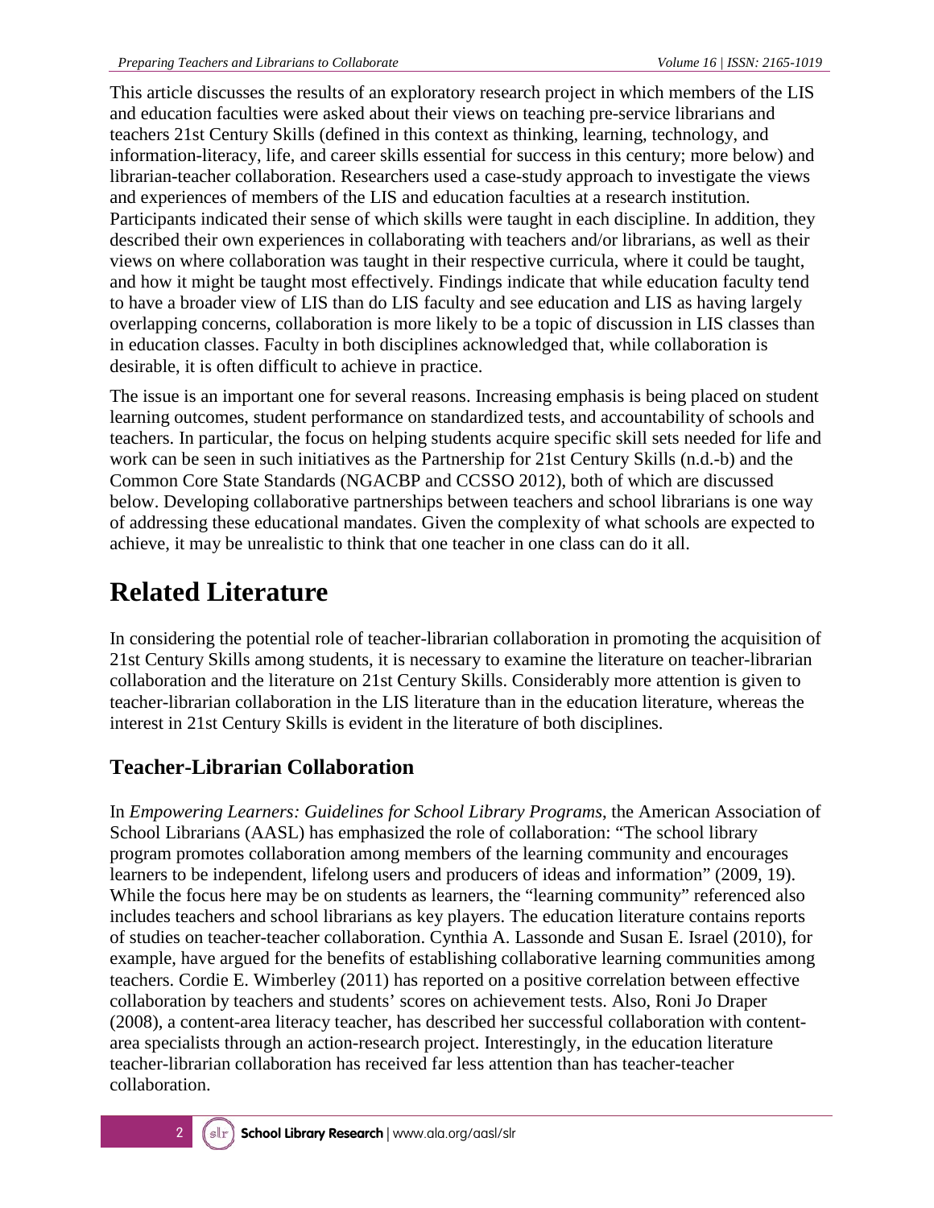This article discusses the results of an exploratory research project in which members of the LIS and education faculties were asked about their views on teaching pre-service librarians and teachers 21st Century Skills (defined in this context as thinking, learning, technology, and information-literacy, life, and career skills essential for success in this century; more below) and librarian-teacher collaboration. Researchers used a case-study approach to investigate the views and experiences of members of the LIS and education faculties at a research institution. Participants indicated their sense of which skills were taught in each discipline. In addition, they described their own experiences in collaborating with teachers and/or librarians, as well as their views on where collaboration was taught in their respective curricula, where it could be taught, and how it might be taught most effectively. Findings indicate that while education faculty tend to have a broader view of LIS than do LIS faculty and see education and LIS as having largely overlapping concerns, collaboration is more likely to be a topic of discussion in LIS classes than in education classes. Faculty in both disciplines acknowledged that, while collaboration is desirable, it is often difficult to achieve in practice.

The issue is an important one for several reasons. Increasing emphasis is being placed on student learning outcomes, student performance on standardized tests, and accountability of schools and teachers. In particular, the focus on helping students acquire specific skill sets needed for life and work can be seen in such initiatives as the Partnership for 21st Century Skills (n.d.-b) and the Common Core State Standards (NGACBP and CCSSO 2012), both of which are discussed below. Developing collaborative partnerships between teachers and school librarians is one way of addressing these educational mandates. Given the complexity of what schools are expected to achieve, it may be unrealistic to think that one teacher in one class can do it all.

# Related Literature

In considering the potential role of teacher-librarian collaboration in promoting the acquisition of 21st Century Skills among students, it is necessary to examine the literature on teacher-librarian collaboration and the literature on 21st Century Skills. Considerably more attention is given to teacher-librarian collaboration in the LIS literature than in the education literature, whereas the interest in 21st Century Skills is evident in the literature of both disciplines.

## Teacher-Librarian Collaboration

In *Empowering Learners: Guidelines for School Library Programs*, the American Association of School Librarians (AASL) has emphasized the role of collaboration: "The school library program promotes collaboration among members of the learning community and encourages learners to be independent, lifelong users and producers of ideas and information" (2009, 19). While the focus here may be on students as learners, the "learning community" referenced also includes teachers and school librarians as key players. The education literature contains reports of studies on teacher-teacher collaboration. Cynthia A. Lassonde and Susan E. Israel (2010), for example, have argued for the benefits of establishing collaborative learning communities among teachers. Cordie E. Wimberley (2011) has reported on a positive correlation between effective collaboration by teachers and students' scores on achievement tests. Also, Roni Jo Draper (2008), a content-area literacy teacher, has described her successful collaboration with content-area specialists through an action-research project. Interestingly, in the education literature teacher-librarian collaboration has received far less attention than has teacher-teacher collaboration.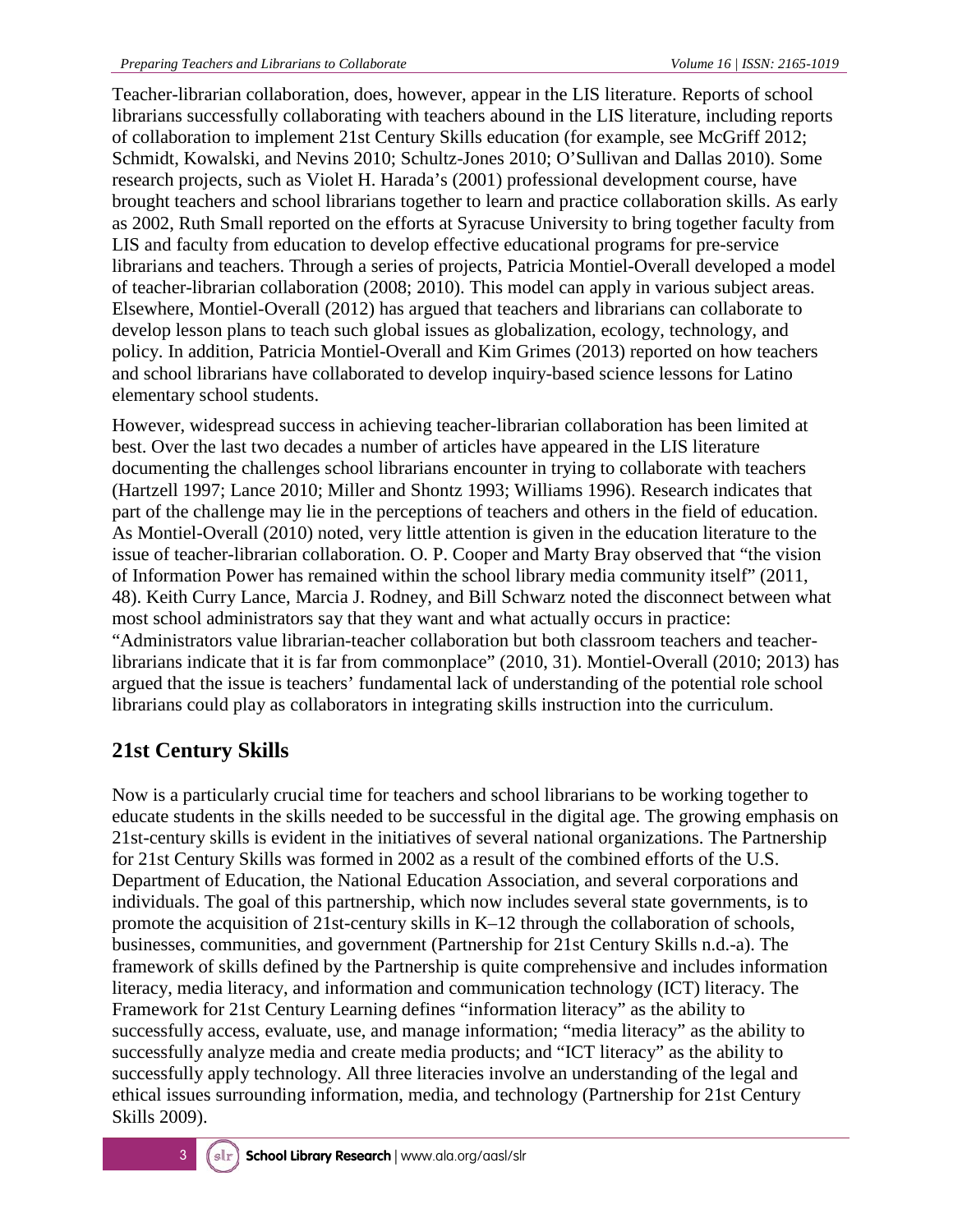Teacher-librarian collaboration, does, however, appear in the LIS literature. Reports of school librarians successfully collaborating with teachers abound in the LIS literature, including reports of collaboration to implement 21st Century Skills education (for example, see McGriff 2012; Schmidt, Kowalski, and Nevins 2010; Schultz-Jones 2010; O'Sullivan and Dallas 2010). Some research projects, such as Violet H. Harada's (2001) professional development course, have brought teachers and school librarians together to learn and practice collaboration skills. As early as 2002, Ruth Small reported on the efforts at Syracuse University to bring together faculty from LIS and faculty from education to develop effective educational programs for pre-service librarians and teachers. Through a series of projects, Patricia Montiel-Overall developed a model of teacher-librarian collaboration (2008; 2010). This model can apply in various subject areas. Elsewhere, Montiel-Overall (2012) has argued that teachers and librarians can collaborate to develop lesson plans to teach such global issues as globalization, ecology, technology, and policy. In addition, Patricia Montiel-Overall and Kim Grimes (2013) reported on how teachers and school librarians have collaborated to develop inquiry-based science lessons for Latino elementary school students.

However, widespread success in achieving teacher-librarian collaboration has been limited at best. Over the last two decades a number of articles have appeared in the LIS literature documenting the challenges school librarians encounter in trying to collaborate with teachers (Hartzell 1997; Lance 2010; Miller and Shontz 1993; Williams 1996). Research indicates that part of the challenge may lie in the perceptions of teachers and others in the field of education. As Montiel-Overall (2010) noted, very little attention is given in the education literature to the issue of teacher-librarian collaboration. O. P. Cooper and Marty Bray observed that "the vision of Information Power has remained within the school library media community itself" (2011, 48). Keith Curry Lance, Marcia J. Rodney, and Bill Schwarz noted the disconnect between what most school administrators say that they want and what actually occurs in practice: "Administrators value librarian-teacher collaboration but both classroom teachers and teacher-librarians indicate that it is far from commonplace" (2010, 31). Montiel-Overall (2010; 2013) has argued that the issue is teachers' fundamental lack of understanding of the potential role school librarians could play as collaborators in integrating skills instruction into the curriculum.

## 21st Century Skills

Now is a particularly crucial time for teachers and school librarians to be working together to educate students in the skills needed to be successful in the digital age. The growing emphasis on 21st-century skills is evident in the initiatives of several national organizations. The Partnership for 21st Century Skills was formed in 2002 as a result of the combined efforts of the U.S. Department of Education, the National Education Association, and several corporations and individuals. The goal of this partnership, which now includes several state governments, is to promote the acquisition of 21st-century skills in K–12 through the collaboration of schools, businesses, communities, and government (Partnership for 21st Century Skills n.d.-a). The framework of skills defined by the Partnership is quite comprehensive and includes information literacy, media literacy, and information and communication technology (ICT) literacy. The Framework for 21st Century Learning defines "information literacy" as the ability to successfully access, evaluate, use, and manage information; "media literacy" as the ability to successfully analyze media and create media products; and "ICT literacy" as the ability to successfully apply technology. All three literacies involve an understanding of the legal and ethical issues surrounding information, media, and technology (Partnership for 21st Century Skills 2009).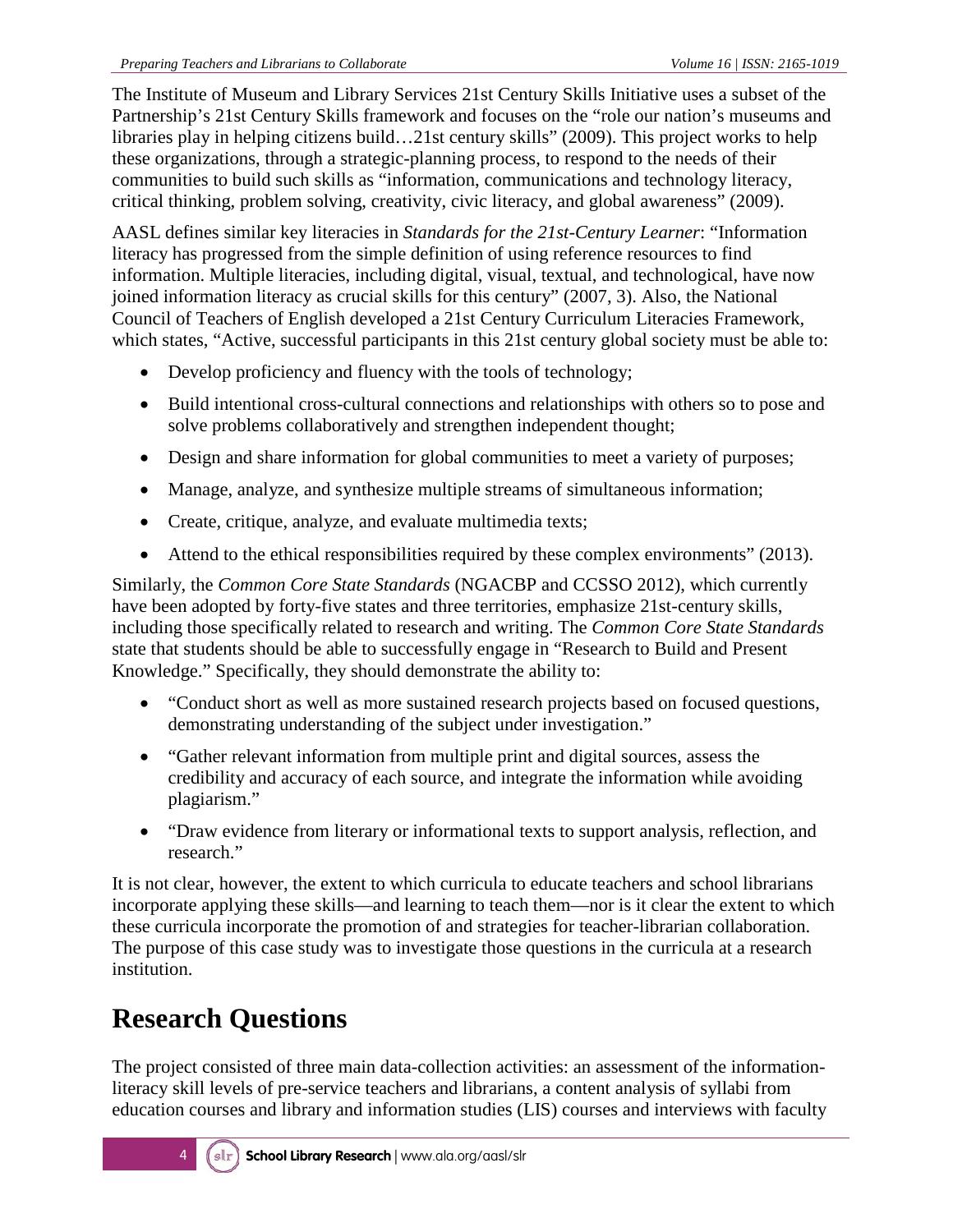The Institute of Museum and Library Services 21st Century Skills Initiative uses a subset of the Partnership's 21st Century Skills framework and focuses on the "role our nation's museums and libraries play in helping citizens build…21st century skills" (2009). This project works to help these organizations, through a strategic-planning process, to respond to the needs of their communities to build such skills as "information, communications and technology literacy, critical thinking, problem solving, creativity, civic literacy, and global awareness" (2009).

AASL defines similar key literacies in *Standards for the 21st-Century Learner*: "Information literacy has progressed from the simple definition of using reference resources to find information. Multiple literacies, including digital, visual, textual, and technological, have now joined information literacy as crucial skills for this century" (2007, 3). Also, the National Council of Teachers of English developed a 21st Century Curriculum Literacies Framework, which states, "Active, successful participants in this 21st century global society must be able to:

- Develop proficiency and fluency with the tools of technology;
- Build intentional cross-cultural connections and relationships with others so to pose and solve problems collaboratively and strengthen independent thought;
- Design and share information for global communities to meet a variety of purposes;
- Manage, analyze, and synthesize multiple streams of simultaneous information;
- Create, critique, analyze, and evaluate multimedia texts;
- Attend to the ethical responsibilities required by these complex environments" (2013).

Similarly, the *Common Core State Standards* (NGACBP and CCSSO 2012), which currently have been adopted by forty-five states and three territories, emphasize 21st-century skills, including those specifically related to research and writing. The *Common Core State Standards* state that students should be able to successfully engage in "Research to Build and Present Knowledge." Specifically, they should demonstrate the ability to:

- "Conduct short as well as more sustained research projects based on focused questions, demonstrating understanding of the subject under investigation."
- "Gather relevant information from multiple print and digital sources, assess the credibility and accuracy of each source, and integrate the information while avoiding plagiarism."
- "Draw evidence from literary or informational texts to support analysis, reflection, and research."

It is not clear, however, the extent to which curricula to educate teachers and school librarians incorporate applying these skills—and learning to teach them—nor is it clear the extent to which these curricula incorporate the promotion of and strategies for teacher-librarian collaboration. The purpose of this case study was to investigate those questions in the curricula at a research institution.

## Research Questions

The project consisted of three main data-collection activities: an assessment of the information-literacy skill levels of pre-service teachers and librarians, a content analysis of syllabi from education courses and library and information studies (LIS) courses and interviews with faculty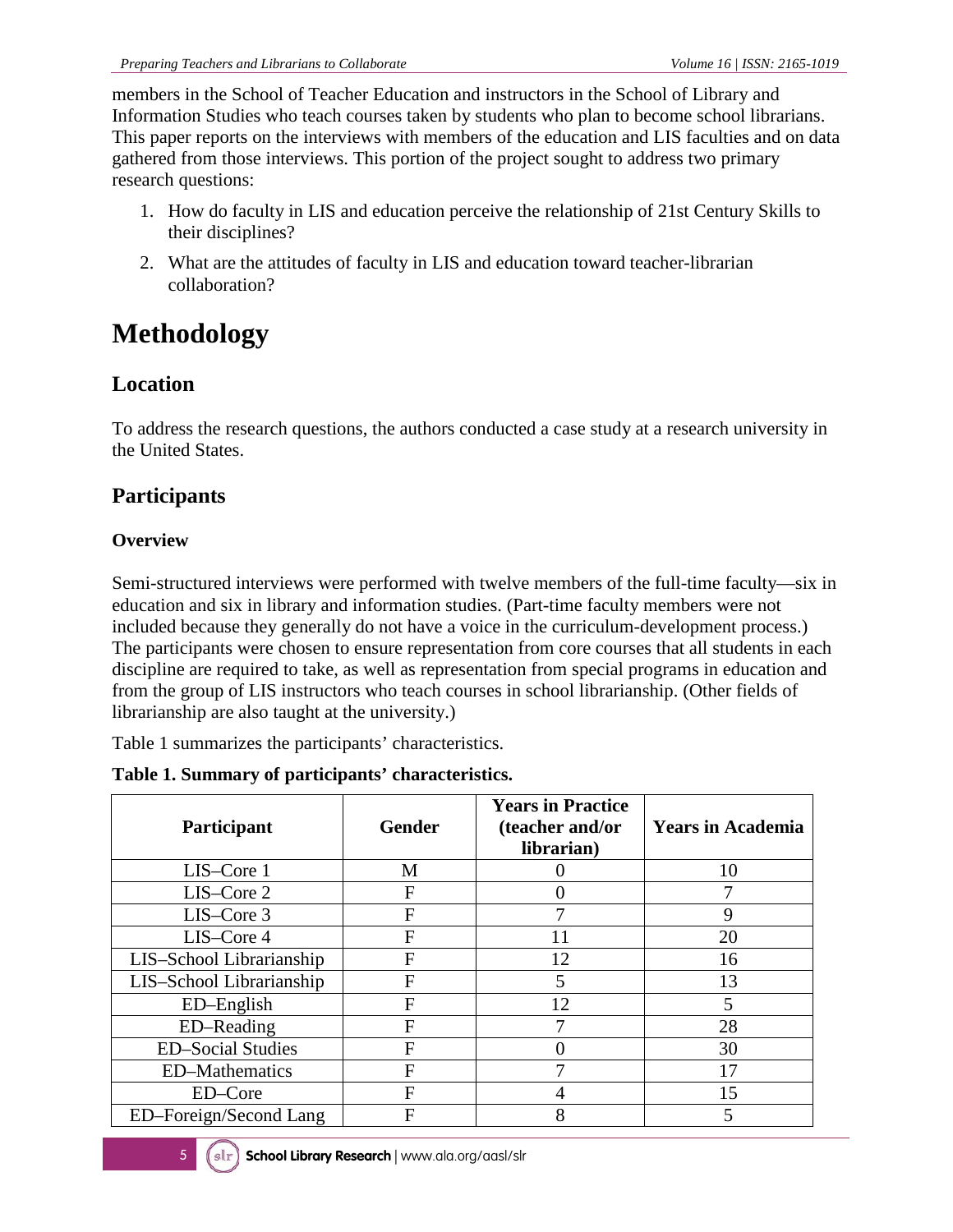members in the School of Teacher Education and instructors in the School of Library and Information Studies who teach courses taken by students who plan to become school librarians. This paper reports on the interviews with members of the education and LIS faculties and on data gathered from those interviews. This portion of the project sought to address two primary research questions:

1. How do faculty in LIS and education perceive the relationship of 21st Century Skills to their disciplines?
2. What are the attitudes of faculty in LIS and education toward teacher-librarian collaboration?

# Methodology

## Location

To address the research questions, the authors conducted a case study at a research university in the United States.

## Participants

### Overview

Semi-structured interviews were performed with twelve members of the full-time faculty—six in education and six in library and information studies. (Part-time faculty members were not included because they generally do not have a voice in the curriculum-development process.) The participants were chosen to ensure representation from core courses that all students in each discipline are required to take, as well as representation from special programs in education and from the group of LIS instructors who teach courses in school librarianship. (Other fields of librarianship are also taught at the university.)

Table 1 summarizes the participants' characteristics.

**Table 1. Summary of participants' characteristics.**

| Participant | Gender | Years in Practice (teacher and/or librarian) | Years in Academia |
|---|---|---|---|
| LIS–Core 1 | M | 0 | 10 |
| LIS–Core 2 | F | 0 | 7 |
| LIS–Core 3 | F | 7 | 9 |
| LIS–Core 4 | F | 11 | 20 |
| LIS–School Librarianship | F | 12 | 16 |
| LIS–School Librarianship | F | 5 | 13 |
| ED–English | F | 12 | 5 |
| ED–Reading | F | 7 | 28 |
| ED–Social Studies | F | 0 | 30 |
| ED–Mathematics | F | 7 | 17 |
| ED–Core | F | 4 | 15 |
| ED–Foreign/Second Lang | F | 8 | 5 |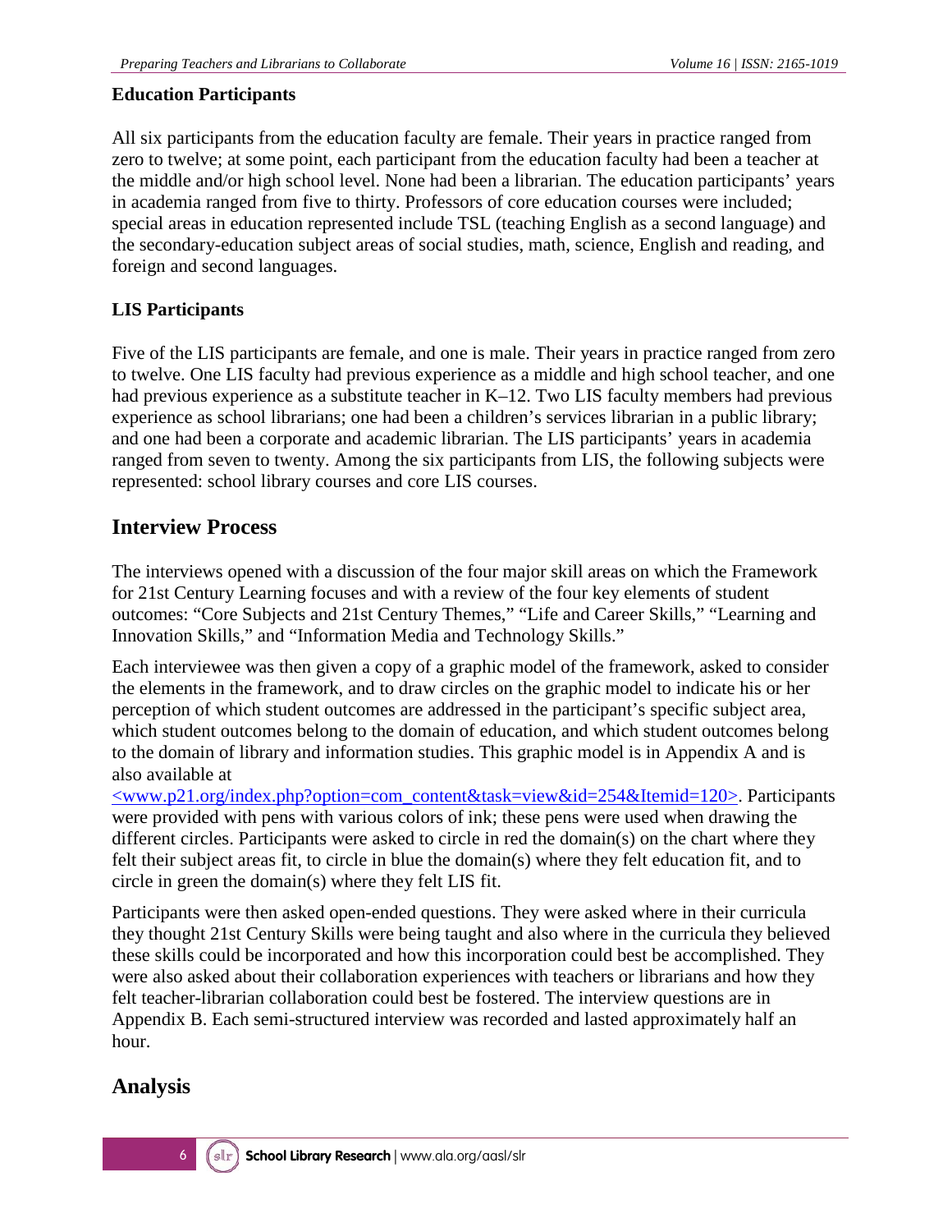### Education Participants

All six participants from the education faculty are female. Their years in practice ranged from zero to twelve; at some point, each participant from the education faculty had been a teacher at the middle and/or high school level. None had been a librarian. The education participants' years in academia ranged from five to thirty. Professors of core education courses were included; special areas in education represented include TSL (teaching English as a second language) and the secondary-education subject areas of social studies, math, science, English and reading, and foreign and second languages.

### LIS Participants

Five of the LIS participants are female, and one is male. Their years in practice ranged from zero to twelve. One LIS faculty had previous experience as a middle and high school teacher, and one had previous experience as a substitute teacher in K–12. Two LIS faculty members had previous experience as school librarians; one had been a children's services librarian in a public library; and one had been a corporate and academic librarian. The LIS participants' years in academia ranged from seven to twenty. Among the six participants from LIS, the following subjects were represented: school library courses and core LIS courses.

## Interview Process

The interviews opened with a discussion of the four major skill areas on which the Framework for 21st Century Learning focuses and with a review of the four key elements of student outcomes: "Core Subjects and 21st Century Themes," "Life and Career Skills," "Learning and Innovation Skills," and "Information Media and Technology Skills."

Each interviewee was then given a copy of a graphic model of the framework, asked to consider the elements in the framework, and to draw circles on the graphic model to indicate his or her perception of which student outcomes are addressed in the participant's specific subject area, which student outcomes belong to the domain of education, and which student outcomes belong to the domain of library and information studies. This graphic model is in Appendix A and is also available at <www.p21.org/index.php?option=com_content&task=view&id=254&Itemid=120>. Participants were provided with pens with various colors of ink; these pens were used when drawing the different circles. Participants were asked to circle in red the domain(s) on the chart where they felt their subject areas fit, to circle in blue the domain(s) where they felt education fit, and to circle in green the domain(s) where they felt LIS fit.

Participants were then asked open-ended questions. They were asked where in their curricula they thought 21st Century Skills were being taught and also where in the curricula they believed these skills could be incorporated and how this incorporation could best be accomplished. They were also asked about their collaboration experiences with teachers or librarians and how they felt teacher-librarian collaboration could best be fostered. The interview questions are in Appendix B. Each semi-structured interview was recorded and lasted approximately half an hour.

## Analysis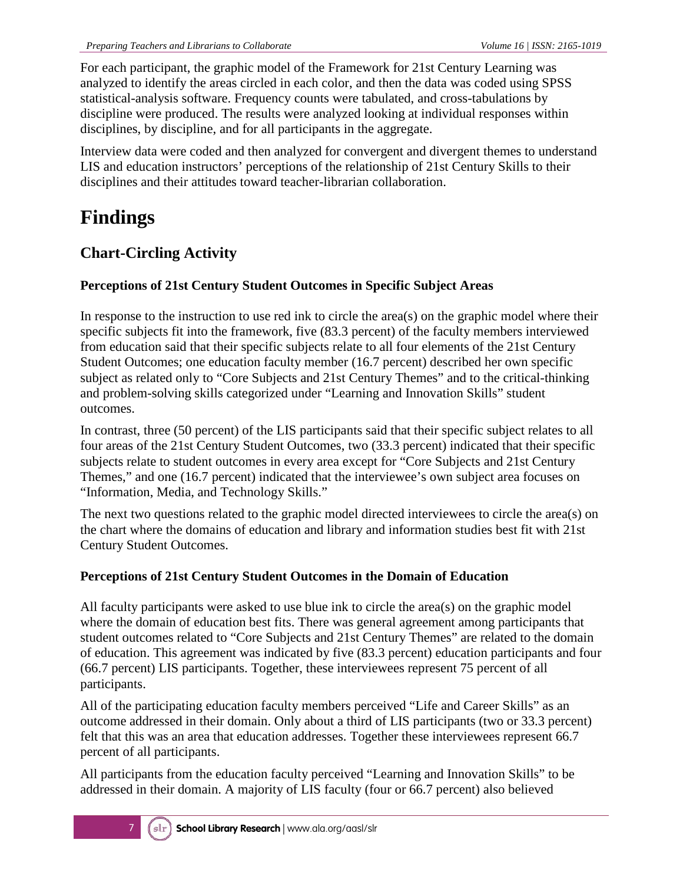For each participant, the graphic model of the Framework for 21st Century Learning was analyzed to identify the areas circled in each color, and then the data was coded using SPSS statistical-analysis software. Frequency counts were tabulated, and cross-tabulations by discipline were produced. The results were analyzed looking at individual responses within disciplines, by discipline, and for all participants in the aggregate.

Interview data were coded and then analyzed for convergent and divergent themes to understand LIS and education instructors' perceptions of the relationship of 21st Century Skills to their disciplines and their attitudes toward teacher-librarian collaboration.

# Findings

## Chart-Circling Activity

### Perceptions of 21st Century Student Outcomes in Specific Subject Areas

In response to the instruction to use red ink to circle the area(s) on the graphic model where their specific subjects fit into the framework, five (83.3 percent) of the faculty members interviewed from education said that their specific subjects relate to all four elements of the 21st Century Student Outcomes; one education faculty member (16.7 percent) described her own specific subject as related only to "Core Subjects and 21st Century Themes" and to the critical-thinking and problem-solving skills categorized under "Learning and Innovation Skills" student outcomes.

In contrast, three (50 percent) of the LIS participants said that their specific subject relates to all four areas of the 21st Century Student Outcomes, two (33.3 percent) indicated that their specific subjects relate to student outcomes in every area except for "Core Subjects and 21st Century Themes," and one (16.7 percent) indicated that the interviewee's own subject area focuses on "Information, Media, and Technology Skills."

The next two questions related to the graphic model directed interviewees to circle the area(s) on the chart where the domains of education and library and information studies best fit with 21st Century Student Outcomes.

### Perceptions of 21st Century Student Outcomes in the Domain of Education

All faculty participants were asked to use blue ink to circle the area(s) on the graphic model where the domain of education best fits. There was general agreement among participants that student outcomes related to "Core Subjects and 21st Century Themes" are related to the domain of education. This agreement was indicated by five (83.3 percent) education participants and four (66.7 percent) LIS participants. Together, these interviewees represent 75 percent of all participants.

All of the participating education faculty members perceived "Life and Career Skills" as an outcome addressed in their domain. Only about a third of LIS participants (two or 33.3 percent) felt that this was an area that education addresses. Together these interviewees represent 66.7 percent of all participants.

All participants from the education faculty perceived "Learning and Innovation Skills" to be addressed in their domain. A majority of LIS faculty (four or 66.7 percent) also believed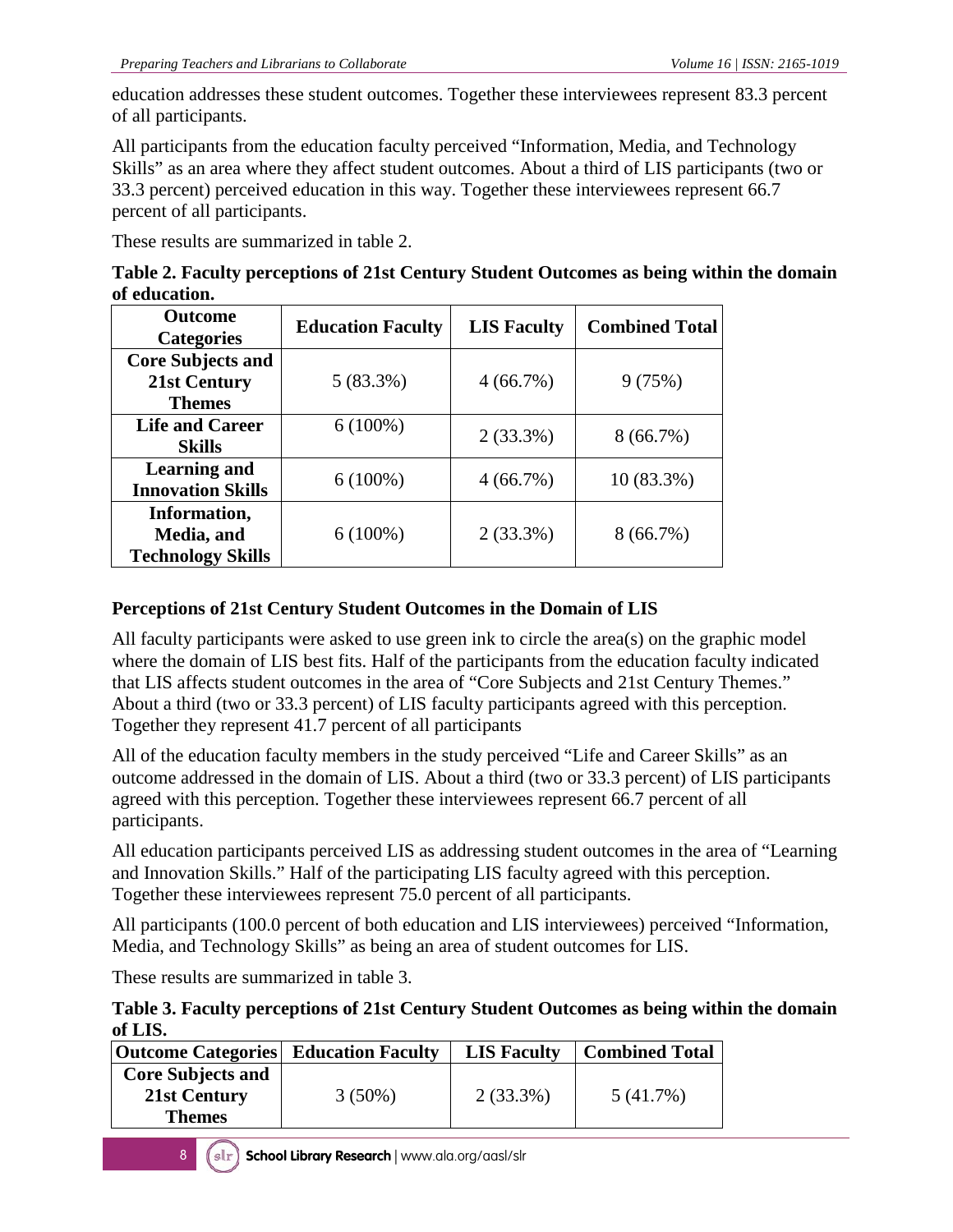education addresses these student outcomes. Together these interviewees represent 83.3 percent of all participants.

All participants from the education faculty perceived "Information, Media, and Technology Skills" as an area where they affect student outcomes. About a third of LIS participants (two or 33.3 percent) perceived education in this way. Together these interviewees represent 66.7 percent of all participants.

These results are summarized in table 2.

**Table 2. Faculty perceptions of 21st Century Student Outcomes as being within the domain of education.**

| Outcome Categories | Education Faculty | LIS Faculty | Combined Total |
|---|---|---|---|
| **Core Subjects and 21st Century Themes** | 5 (83.3%) | 4 (66.7%) | 9 (75%) |
| **Life and Career Skills** | 6 (100%) | 2 (33.3%) | 8 (66.7%) |
| **Learning and Innovation Skills** | 6 (100%) | 4 (66.7%) | 10 (83.3%) |
| **Information, Media, and Technology Skills** | 6 (100%) | 2 (33.3%) | 8 (66.7%) |

### Perceptions of 21st Century Student Outcomes in the Domain of LIS

All faculty participants were asked to use green ink to circle the area(s) on the graphic model where the domain of LIS best fits. Half of the participants from the education faculty indicated that LIS affects student outcomes in the area of "Core Subjects and 21st Century Themes." About a third (two or 33.3 percent) of LIS faculty participants agreed with this perception. Together they represent 41.7 percent of all participants

All of the education faculty members in the study perceived "Life and Career Skills" as an outcome addressed in the domain of LIS. About a third (two or 33.3 percent) of LIS participants agreed with this perception. Together these interviewees represent 66.7 percent of all participants.

All education participants perceived LIS as addressing student outcomes in the area of "Learning and Innovation Skills." Half of the participating LIS faculty agreed with this perception. Together these interviewees represent 75.0 percent of all participants.

All participants (100.0 percent of both education and LIS interviewees) perceived "Information, Media, and Technology Skills" as being an area of student outcomes for LIS.

These results are summarized in table 3.

**Table 3. Faculty perceptions of 21st Century Student Outcomes as being within the domain of LIS.**

| Outcome Categories | Education Faculty | LIS Faculty | Combined Total |
|---|---|---|---|
| **Core Subjects and 21st Century Themes** | 3 (50%) | 2 (33.3%) | 5 (41.7%) |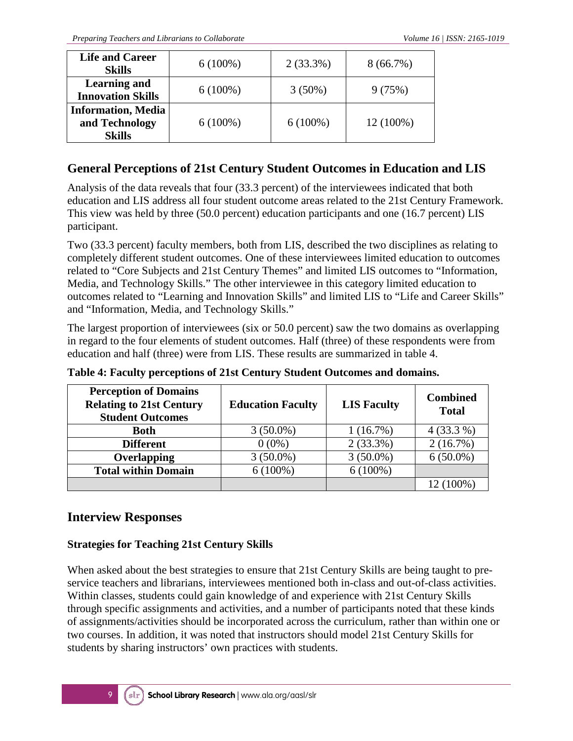| Life and Career Skills | 6 (100%) | 2 (33.3%) | 8 (66.7%) |
|---|---|---|---|
| Learning and Innovation Skills | 6 (100%) | 3 (50%) | 9 (75%) |
| Information, Media and Technology Skills | 6 (100%) | 6 (100%) | 12 (100%) |

## General Perceptions of 21st Century Student Outcomes in Education and LIS

Analysis of the data reveals that four (33.3 percent) of the interviewees indicated that both education and LIS address all four student outcome areas related to the 21st Century Framework. This view was held by three (50.0 percent) education participants and one (16.7 percent) LIS participant.

Two (33.3 percent) faculty members, both from LIS, described the two disciplines as relating to completely different student outcomes. One of these interviewees limited education to outcomes related to "Core Subjects and 21st Century Themes" and limited LIS outcomes to "Information, Media, and Technology Skills." The other interviewee in this category limited education to outcomes related to "Learning and Innovation Skills" and limited LIS to "Life and Career Skills" and "Information, Media, and Technology Skills."

The largest proportion of interviewees (six or 50.0 percent) saw the two domains as overlapping in regard to the four elements of student outcomes. Half (three) of these respondents were from education and half (three) were from LIS. These results are summarized in table 4.

**Table 4: Faculty perceptions of 21st Century Student Outcomes and domains.**

| Perception of Domains Relating to 21st Century Student Outcomes | Education Faculty | LIS Faculty | Combined Total |
|---|---|---|---|
| **Both** | 3 (50.0%) | 1 (16.7%) | 4 (33.3 %) |
| **Different** | 0 (0%) | 2 (33.3%) | 2 (16.7%) |
| **Overlapping** | 3 (50.0%) | 3 (50.0%) | 6 (50.0%) |
| **Total within Domain** | 6 (100%) | 6 (100%) | |
| | | | 12 (100%) |

## Interview Responses

### Strategies for Teaching 21st Century Skills

When asked about the best strategies to ensure that 21st Century Skills are being taught to pre-service teachers and librarians, interviewees mentioned both in-class and out-of-class activities. Within classes, students could gain knowledge of and experience with 21st Century Skills through specific assignments and activities, and a number of participants noted that these kinds of assignments/activities should be incorporated across the curriculum, rather than within one or two courses. In addition, it was noted that instructors should model 21st Century Skills for students by sharing instructors' own practices with students.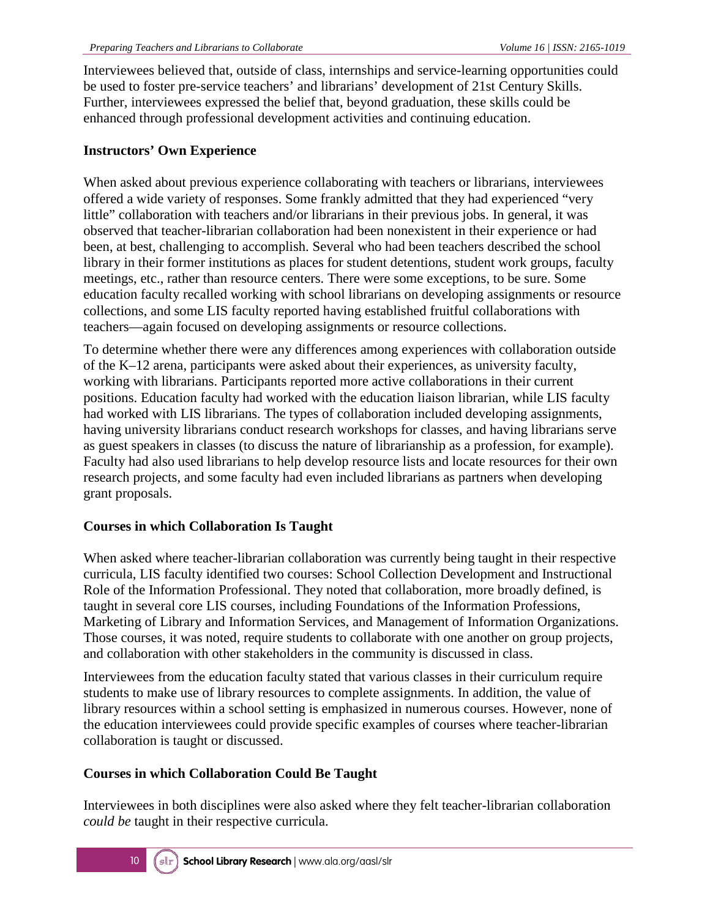Interviewees believed that, outside of class, internships and service-learning opportunities could be used to foster pre-service teachers' and librarians' development of 21st Century Skills. Further, interviewees expressed the belief that, beyond graduation, these skills could be enhanced through professional development activities and continuing education.

### Instructors' Own Experience

When asked about previous experience collaborating with teachers or librarians, interviewees offered a wide variety of responses. Some frankly admitted that they had experienced "very little" collaboration with teachers and/or librarians in their previous jobs. In general, it was observed that teacher-librarian collaboration had been nonexistent in their experience or had been, at best, challenging to accomplish. Several who had been teachers described the school library in their former institutions as places for student detentions, student work groups, faculty meetings, etc., rather than resource centers. There were some exceptions, to be sure. Some education faculty recalled working with school librarians on developing assignments or resource collections, and some LIS faculty reported having established fruitful collaborations with teachers—again focused on developing assignments or resource collections.

To determine whether there were any differences among experiences with collaboration outside of the K–12 arena, participants were asked about their experiences, as university faculty, working with librarians. Participants reported more active collaborations in their current positions. Education faculty had worked with the education liaison librarian, while LIS faculty had worked with LIS librarians. The types of collaboration included developing assignments, having university librarians conduct research workshops for classes, and having librarians serve as guest speakers in classes (to discuss the nature of librarianship as a profession, for example). Faculty had also used librarians to help develop resource lists and locate resources for their own research projects, and some faculty had even included librarians as partners when developing grant proposals.

### Courses in which Collaboration Is Taught

When asked where teacher-librarian collaboration was currently being taught in their respective curricula, LIS faculty identified two courses: School Collection Development and Instructional Role of the Information Professional. They noted that collaboration, more broadly defined, is taught in several core LIS courses, including Foundations of the Information Professions, Marketing of Library and Information Services, and Management of Information Organizations. Those courses, it was noted, require students to collaborate with one another on group projects, and collaboration with other stakeholders in the community is discussed in class.

Interviewees from the education faculty stated that various classes in their curriculum require students to make use of library resources to complete assignments. In addition, the value of library resources within a school setting is emphasized in numerous courses. However, none of the education interviewees could provide specific examples of courses where teacher-librarian collaboration is taught or discussed.

### Courses in which Collaboration Could Be Taught

Interviewees in both disciplines were also asked where they felt teacher-librarian collaboration *could be* taught in their respective curricula.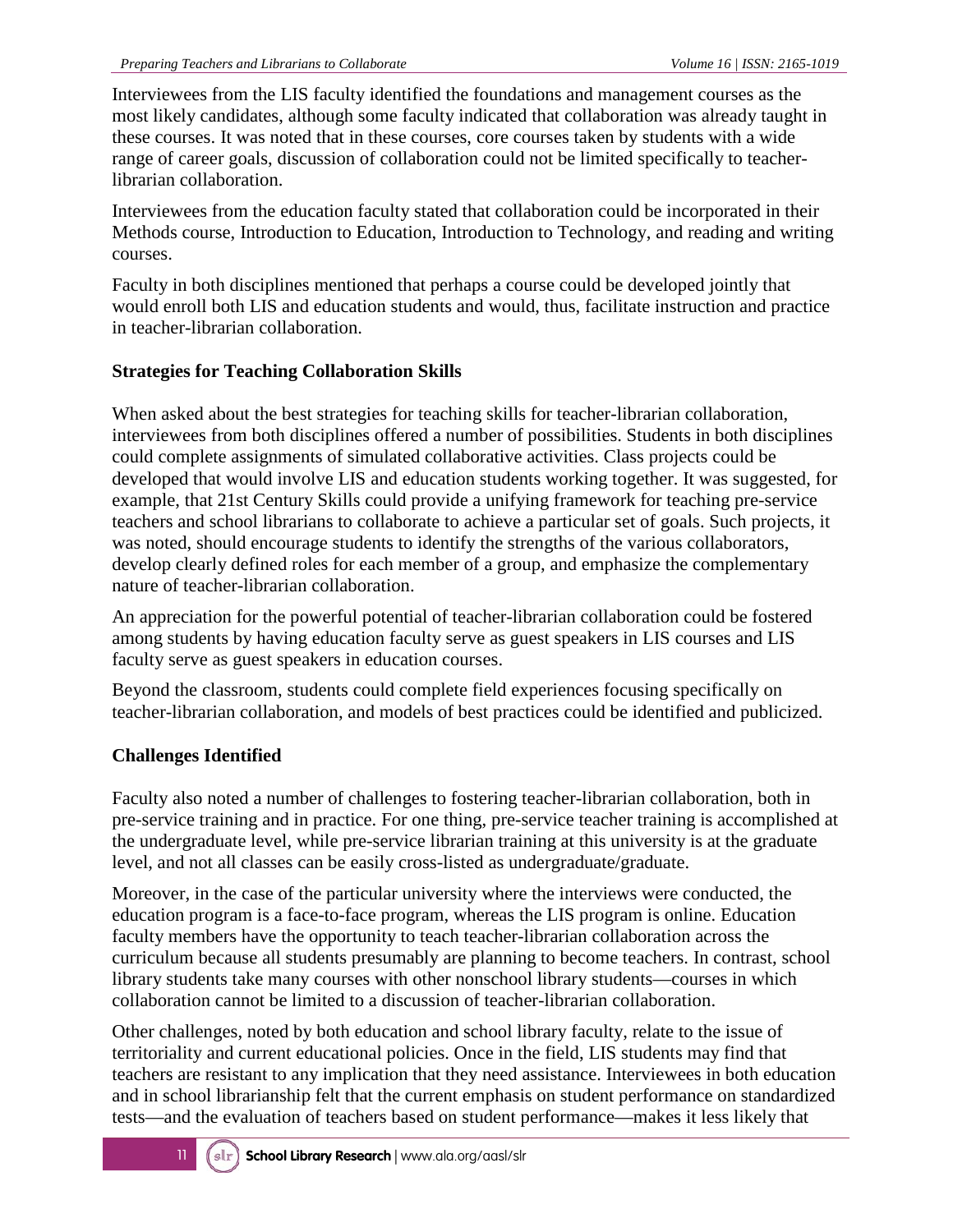Interviewees from the LIS faculty identified the foundations and management courses as the most likely candidates, although some faculty indicated that collaboration was already taught in these courses. It was noted that in these courses, core courses taken by students with a wide range of career goals, discussion of collaboration could not be limited specifically to teacher-librarian collaboration.

Interviewees from the education faculty stated that collaboration could be incorporated in their Methods course, Introduction to Education, Introduction to Technology, and reading and writing courses.

Faculty in both disciplines mentioned that perhaps a course could be developed jointly that would enroll both LIS and education students and would, thus, facilitate instruction and practice in teacher-librarian collaboration.

### Strategies for Teaching Collaboration Skills

When asked about the best strategies for teaching skills for teacher-librarian collaboration, interviewees from both disciplines offered a number of possibilities. Students in both disciplines could complete assignments of simulated collaborative activities. Class projects could be developed that would involve LIS and education students working together. It was suggested, for example, that 21st Century Skills could provide a unifying framework for teaching pre-service teachers and school librarians to collaborate to achieve a particular set of goals. Such projects, it was noted, should encourage students to identify the strengths of the various collaborators, develop clearly defined roles for each member of a group, and emphasize the complementary nature of teacher-librarian collaboration.

An appreciation for the powerful potential of teacher-librarian collaboration could be fostered among students by having education faculty serve as guest speakers in LIS courses and LIS faculty serve as guest speakers in education courses.

Beyond the classroom, students could complete field experiences focusing specifically on teacher-librarian collaboration, and models of best practices could be identified and publicized.

### Challenges Identified

Faculty also noted a number of challenges to fostering teacher-librarian collaboration, both in pre-service training and in practice. For one thing, pre-service teacher training is accomplished at the undergraduate level, while pre-service librarian training at this university is at the graduate level, and not all classes can be easily cross-listed as undergraduate/graduate.

Moreover, in the case of the particular university where the interviews were conducted, the education program is a face-to-face program, whereas the LIS program is online. Education faculty members have the opportunity to teach teacher-librarian collaboration across the curriculum because all students presumably are planning to become teachers. In contrast, school library students take many courses with other nonschool library students—courses in which collaboration cannot be limited to a discussion of teacher-librarian collaboration.

Other challenges, noted by both education and school library faculty, relate to the issue of territoriality and current educational policies. Once in the field, LIS students may find that teachers are resistant to any implication that they need assistance. Interviewees in both education and in school librarianship felt that the current emphasis on student performance on standardized tests—and the evaluation of teachers based on student performance—makes it less likely that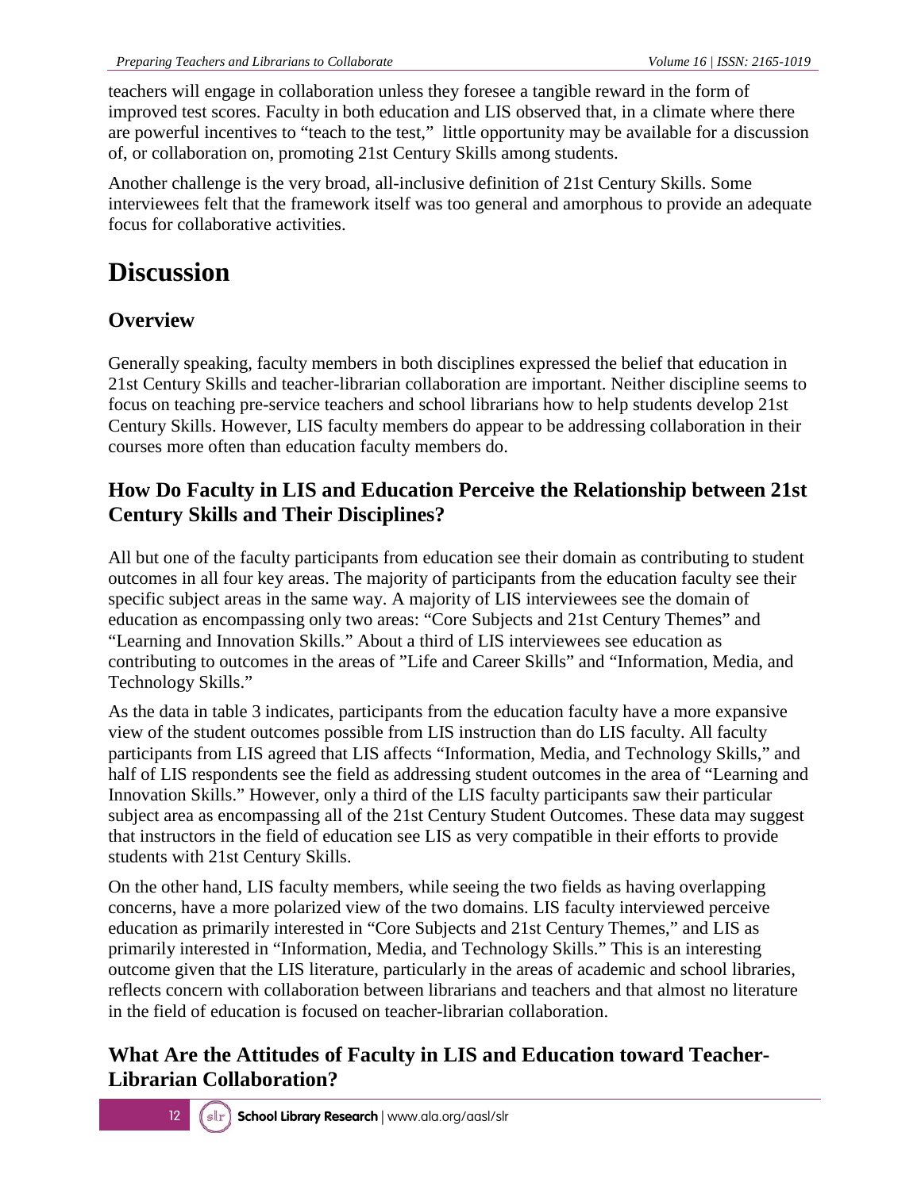teachers will engage in collaboration unless they foresee a tangible reward in the form of improved test scores. Faculty in both education and LIS observed that, in a climate where there are powerful incentives to "teach to the test," little opportunity may be available for a discussion of, or collaboration on, promoting 21st Century Skills among students.

Another challenge is the very broad, all-inclusive definition of 21st Century Skills. Some interviewees felt that the framework itself was too general and amorphous to provide an adequate focus for collaborative activities.

# Discussion

## Overview

Generally speaking, faculty members in both disciplines expressed the belief that education in 21st Century Skills and teacher-librarian collaboration are important. Neither discipline seems to focus on teaching pre-service teachers and school librarians how to help students develop 21st Century Skills. However, LIS faculty members do appear to be addressing collaboration in their courses more often than education faculty members do.

## How Do Faculty in LIS and Education Perceive the Relationship between 21st Century Skills and Their Disciplines?

All but one of the faculty participants from education see their domain as contributing to student outcomes in all four key areas. The majority of participants from the education faculty see their specific subject areas in the same way. A majority of LIS interviewees see the domain of education as encompassing only two areas: "Core Subjects and 21st Century Themes" and "Learning and Innovation Skills." About a third of LIS interviewees see education as contributing to outcomes in the areas of "Life and Career Skills" and "Information, Media, and Technology Skills."

As the data in table 3 indicates, participants from the education faculty have a more expansive view of the student outcomes possible from LIS instruction than do LIS faculty. All faculty participants from LIS agreed that LIS affects "Information, Media, and Technology Skills," and half of LIS respondents see the field as addressing student outcomes in the area of "Learning and Innovation Skills." However, only a third of the LIS faculty participants saw their particular subject area as encompassing all of the 21st Century Student Outcomes. These data may suggest that instructors in the field of education see LIS as very compatible in their efforts to provide students with 21st Century Skills.

On the other hand, LIS faculty members, while seeing the two fields as having overlapping concerns, have a more polarized view of the two domains. LIS faculty interviewed perceive education as primarily interested in "Core Subjects and 21st Century Themes," and LIS as primarily interested in "Information, Media, and Technology Skills." This is an interesting outcome given that the LIS literature, particularly in the areas of academic and school libraries, reflects concern with collaboration between librarians and teachers and that almost no literature in the field of education is focused on teacher-librarian collaboration.

## What Are the Attitudes of Faculty in LIS and Education toward Teacher-Librarian Collaboration?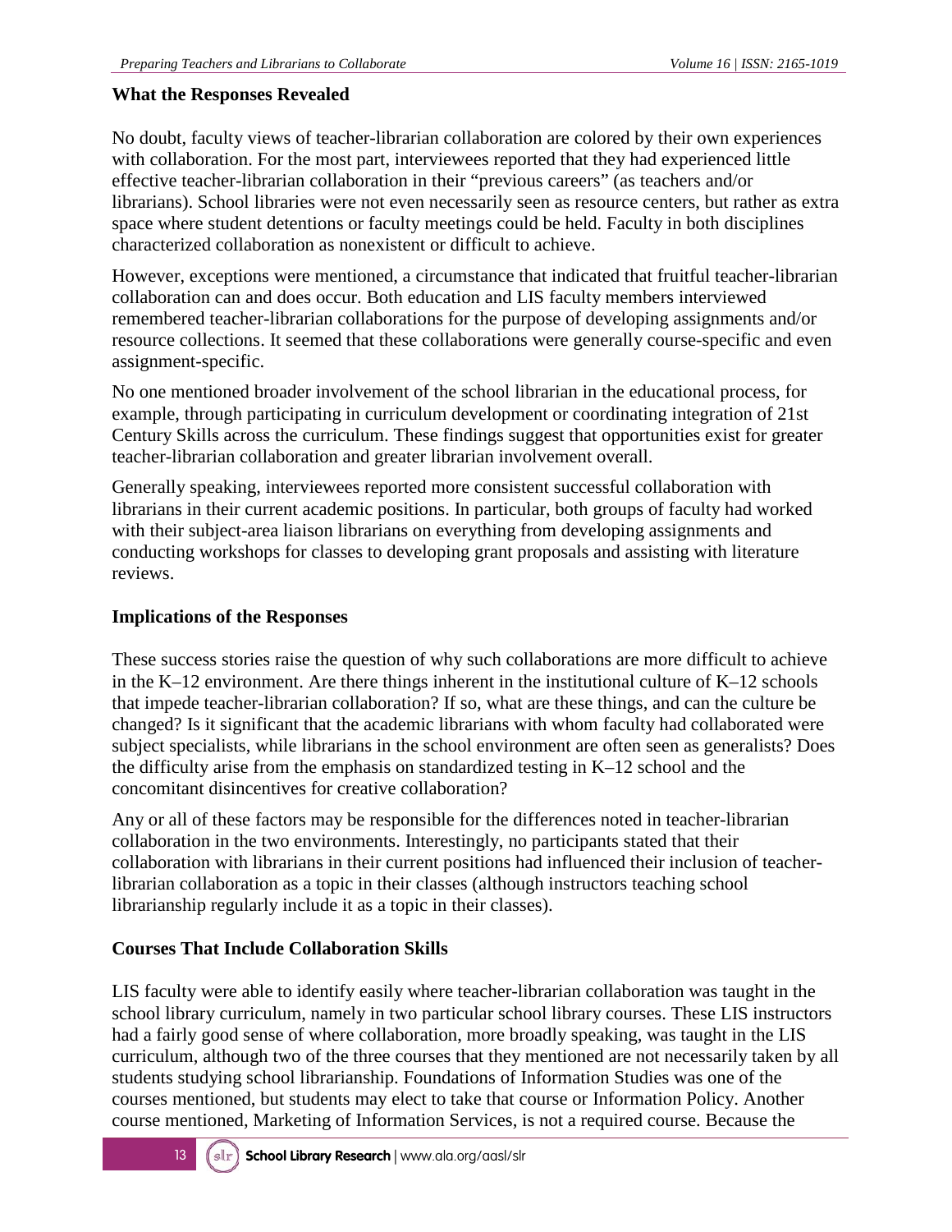### What the Responses Revealed

No doubt, faculty views of teacher-librarian collaboration are colored by their own experiences with collaboration. For the most part, interviewees reported that they had experienced little effective teacher-librarian collaboration in their "previous careers" (as teachers and/or librarians). School libraries were not even necessarily seen as resource centers, but rather as extra space where student detentions or faculty meetings could be held. Faculty in both disciplines characterized collaboration as nonexistent or difficult to achieve.

However, exceptions were mentioned, a circumstance that indicated that fruitful teacher-librarian collaboration can and does occur. Both education and LIS faculty members interviewed remembered teacher-librarian collaborations for the purpose of developing assignments and/or resource collections. It seemed that these collaborations were generally course-specific and even assignment-specific.

No one mentioned broader involvement of the school librarian in the educational process, for example, through participating in curriculum development or coordinating integration of 21st Century Skills across the curriculum. These findings suggest that opportunities exist for greater teacher-librarian collaboration and greater librarian involvement overall.

Generally speaking, interviewees reported more consistent successful collaboration with librarians in their current academic positions. In particular, both groups of faculty had worked with their subject-area liaison librarians on everything from developing assignments and conducting workshops for classes to developing grant proposals and assisting with literature reviews.

### Implications of the Responses

These success stories raise the question of why such collaborations are more difficult to achieve in the K–12 environment. Are there things inherent in the institutional culture of K–12 schools that impede teacher-librarian collaboration? If so, what are these things, and can the culture be changed? Is it significant that the academic librarians with whom faculty had collaborated were subject specialists, while librarians in the school environment are often seen as generalists? Does the difficulty arise from the emphasis on standardized testing in K–12 school and the concomitant disincentives for creative collaboration?

Any or all of these factors may be responsible for the differences noted in teacher-librarian collaboration in the two environments. Interestingly, no participants stated that their collaboration with librarians in their current positions had influenced their inclusion of teacher-librarian collaboration as a topic in their classes (although instructors teaching school librarianship regularly include it as a topic in their classes).

### Courses That Include Collaboration Skills

LIS faculty were able to identify easily where teacher-librarian collaboration was taught in the school library curriculum, namely in two particular school library courses. These LIS instructors had a fairly good sense of where collaboration, more broadly speaking, was taught in the LIS curriculum, although two of the three courses that they mentioned are not necessarily taken by all students studying school librarianship. Foundations of Information Studies was one of the courses mentioned, but students may elect to take that course or Information Policy. Another course mentioned, Marketing of Information Services, is not a required course. Because the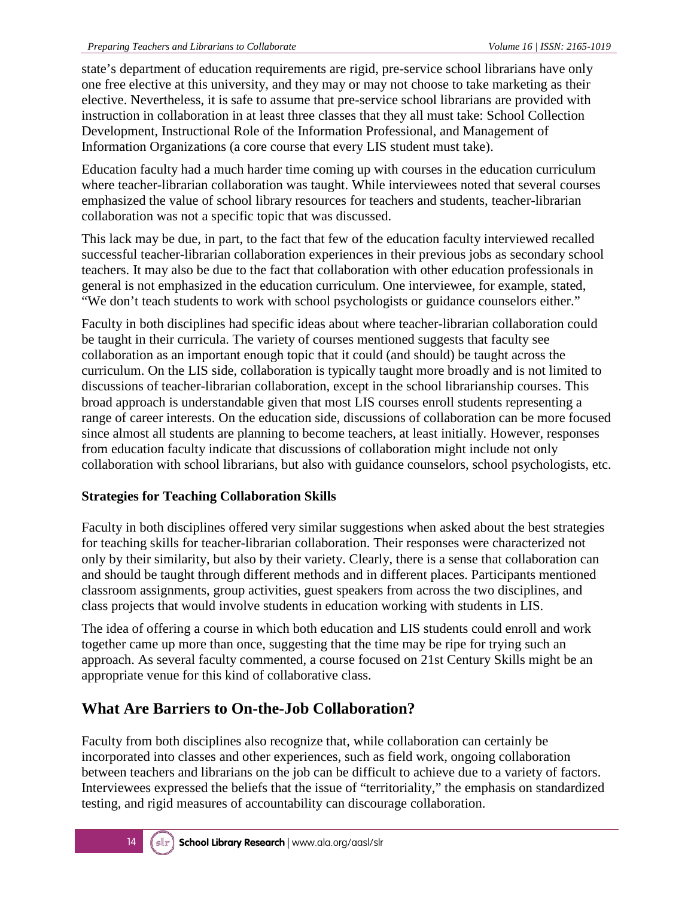state's department of education requirements are rigid, pre-service school librarians have only one free elective at this university, and they may or may not choose to take marketing as their elective. Nevertheless, it is safe to assume that pre-service school librarians are provided with instruction in collaboration in at least three classes that they all must take: School Collection Development, Instructional Role of the Information Professional, and Management of Information Organizations (a core course that every LIS student must take).

Education faculty had a much harder time coming up with courses in the education curriculum where teacher-librarian collaboration was taught. While interviewees noted that several courses emphasized the value of school library resources for teachers and students, teacher-librarian collaboration was not a specific topic that was discussed.

This lack may be due, in part, to the fact that few of the education faculty interviewed recalled successful teacher-librarian collaboration experiences in their previous jobs as secondary school teachers. It may also be due to the fact that collaboration with other education professionals in general is not emphasized in the education curriculum. One interviewee, for example, stated, "We don't teach students to work with school psychologists or guidance counselors either."

Faculty in both disciplines had specific ideas about where teacher-librarian collaboration could be taught in their curricula. The variety of courses mentioned suggests that faculty see collaboration as an important enough topic that it could (and should) be taught across the curriculum. On the LIS side, collaboration is typically taught more broadly and is not limited to discussions of teacher-librarian collaboration, except in the school librarianship courses. This broad approach is understandable given that most LIS courses enroll students representing a range of career interests. On the education side, discussions of collaboration can be more focused since almost all students are planning to become teachers, at least initially. However, responses from education faculty indicate that discussions of collaboration might include not only collaboration with school librarians, but also with guidance counselors, school psychologists, etc.

### Strategies for Teaching Collaboration Skills

Faculty in both disciplines offered very similar suggestions when asked about the best strategies for teaching skills for teacher-librarian collaboration. Their responses were characterized not only by their similarity, but also by their variety. Clearly, there is a sense that collaboration can and should be taught through different methods and in different places. Participants mentioned classroom assignments, group activities, guest speakers from across the two disciplines, and class projects that would involve students in education working with students in LIS.

The idea of offering a course in which both education and LIS students could enroll and work together came up more than once, suggesting that the time may be ripe for trying such an approach. As several faculty commented, a course focused on 21st Century Skills might be an appropriate venue for this kind of collaborative class.

## What Are Barriers to On-the-Job Collaboration?

Faculty from both disciplines also recognize that, while collaboration can certainly be incorporated into classes and other experiences, such as field work, ongoing collaboration between teachers and librarians on the job can be difficult to achieve due to a variety of factors. Interviewees expressed the beliefs that the issue of "territoriality," the emphasis on standardized testing, and rigid measures of accountability can discourage collaboration.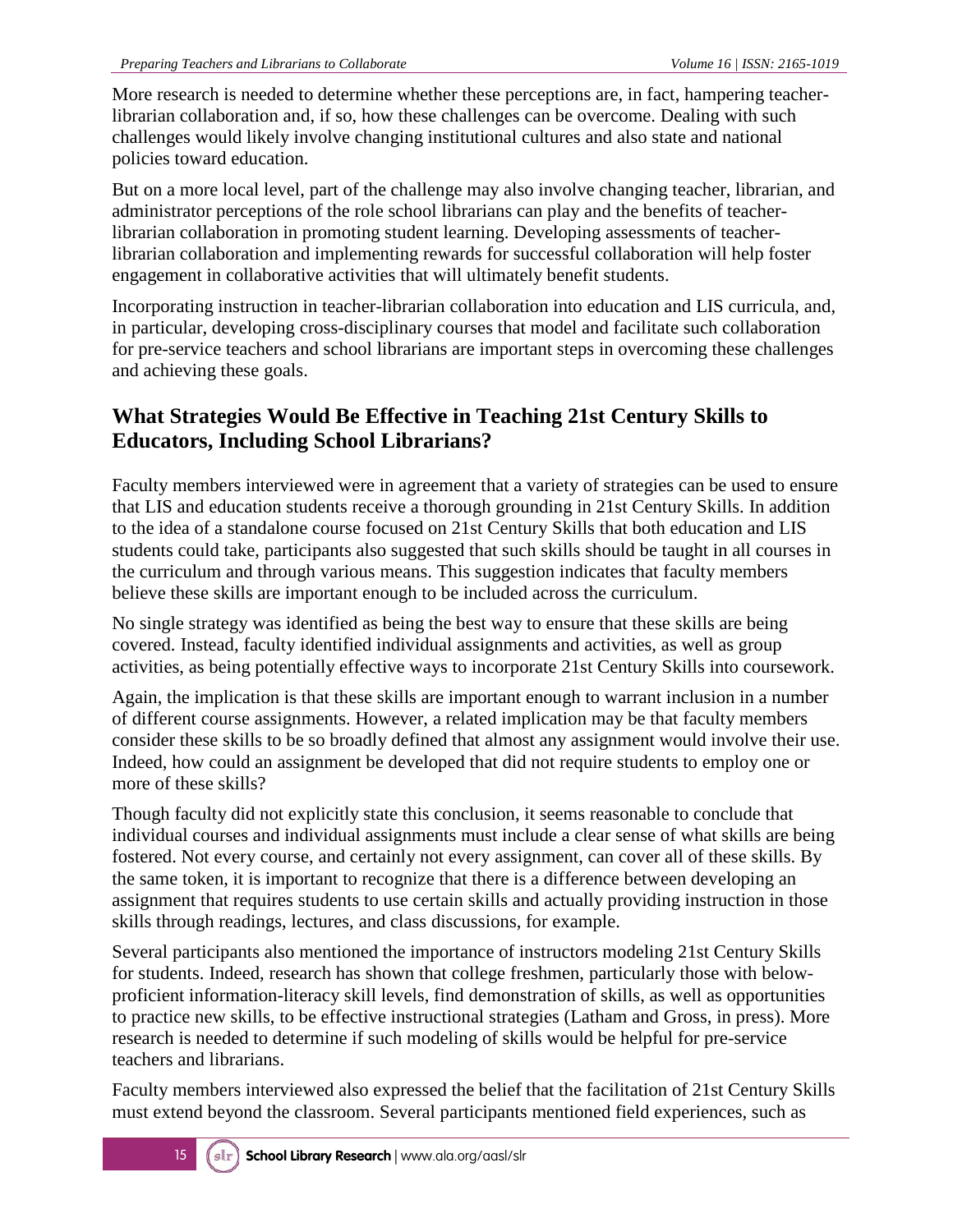More research is needed to determine whether these perceptions are, in fact, hampering teacher-librarian collaboration and, if so, how these challenges can be overcome. Dealing with such challenges would likely involve changing institutional cultures and also state and national policies toward education.

But on a more local level, part of the challenge may also involve changing teacher, librarian, and administrator perceptions of the role school librarians can play and the benefits of teacher-librarian collaboration in promoting student learning. Developing assessments of teacher-librarian collaboration and implementing rewards for successful collaboration will help foster engagement in collaborative activities that will ultimately benefit students.

Incorporating instruction in teacher-librarian collaboration into education and LIS curricula, and, in particular, developing cross-disciplinary courses that model and facilitate such collaboration for pre-service teachers and school librarians are important steps in overcoming these challenges and achieving these goals.

## What Strategies Would Be Effective in Teaching 21st Century Skills to Educators, Including School Librarians?

Faculty members interviewed were in agreement that a variety of strategies can be used to ensure that LIS and education students receive a thorough grounding in 21st Century Skills. In addition to the idea of a standalone course focused on 21st Century Skills that both education and LIS students could take, participants also suggested that such skills should be taught in all courses in the curriculum and through various means. This suggestion indicates that faculty members believe these skills are important enough to be included across the curriculum.

No single strategy was identified as being the best way to ensure that these skills are being covered. Instead, faculty identified individual assignments and activities, as well as group activities, as being potentially effective ways to incorporate 21st Century Skills into coursework.

Again, the implication is that these skills are important enough to warrant inclusion in a number of different course assignments. However, a related implication may be that faculty members consider these skills to be so broadly defined that almost any assignment would involve their use. Indeed, how could an assignment be developed that did not require students to employ one or more of these skills?

Though faculty did not explicitly state this conclusion, it seems reasonable to conclude that individual courses and individual assignments must include a clear sense of what skills are being fostered. Not every course, and certainly not every assignment, can cover all of these skills. By the same token, it is important to recognize that there is a difference between developing an assignment that requires students to use certain skills and actually providing instruction in those skills through readings, lectures, and class discussions, for example.

Several participants also mentioned the importance of instructors modeling 21st Century Skills for students. Indeed, research has shown that college freshmen, particularly those with below-proficient information-literacy skill levels, find demonstration of skills, as well as opportunities to practice new skills, to be effective instructional strategies (Latham and Gross, in press). More research is needed to determine if such modeling of skills would be helpful for pre-service teachers and librarians.

Faculty members interviewed also expressed the belief that the facilitation of 21st Century Skills must extend beyond the classroom. Several participants mentioned field experiences, such as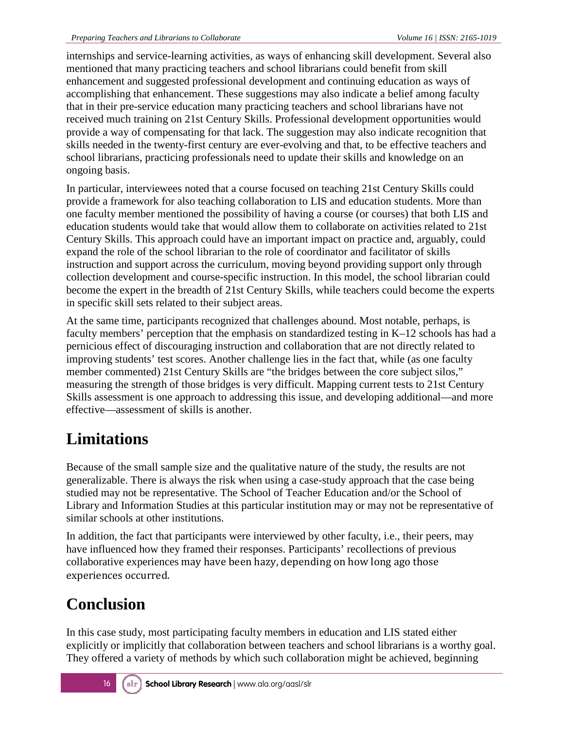internships and service-learning activities, as ways of enhancing skill development. Several also mentioned that many practicing teachers and school librarians could benefit from skill enhancement and suggested professional development and continuing education as ways of accomplishing that enhancement. These suggestions may also indicate a belief among faculty that in their pre-service education many practicing teachers and school librarians have not received much training on 21st Century Skills. Professional development opportunities would provide a way of compensating for that lack. The suggestion may also indicate recognition that skills needed in the twenty-first century are ever-evolving and that, to be effective teachers and school librarians, practicing professionals need to update their skills and knowledge on an ongoing basis.

In particular, interviewees noted that a course focused on teaching 21st Century Skills could provide a framework for also teaching collaboration to LIS and education students. More than one faculty member mentioned the possibility of having a course (or courses) that both LIS and education students would take that would allow them to collaborate on activities related to 21st Century Skills. This approach could have an important impact on practice and, arguably, could expand the role of the school librarian to the role of coordinator and facilitator of skills instruction and support across the curriculum, moving beyond providing support only through collection development and course-specific instruction. In this model, the school librarian could become the expert in the breadth of 21st Century Skills, while teachers could become the experts in specific skill sets related to their subject areas.

At the same time, participants recognized that challenges abound. Most notable, perhaps, is faculty members' perception that the emphasis on standardized testing in K–12 schools has had a pernicious effect of discouraging instruction and collaboration that are not directly related to improving students' test scores. Another challenge lies in the fact that, while (as one faculty member commented) 21st Century Skills are "the bridges between the core subject silos," measuring the strength of those bridges is very difficult. Mapping current tests to 21st Century Skills assessment is one approach to addressing this issue, and developing additional—and more effective—assessment of skills is another.

## Limitations

Because of the small sample size and the qualitative nature of the study, the results are not generalizable. There is always the risk when using a case-study approach that the case being studied may not be representative. The School of Teacher Education and/or the School of Library and Information Studies at this particular institution may or may not be representative of similar schools at other institutions.

In addition, the fact that participants were interviewed by other faculty, i.e., their peers, may have influenced how they framed their responses. Participants' recollections of previous collaborative experiences may have been hazy, depending on how long ago those experiences occurred.

## Conclusion

In this case study, most participating faculty members in education and LIS stated either explicitly or implicitly that collaboration between teachers and school librarians is a worthy goal. They offered a variety of methods by which such collaboration might be achieved, beginning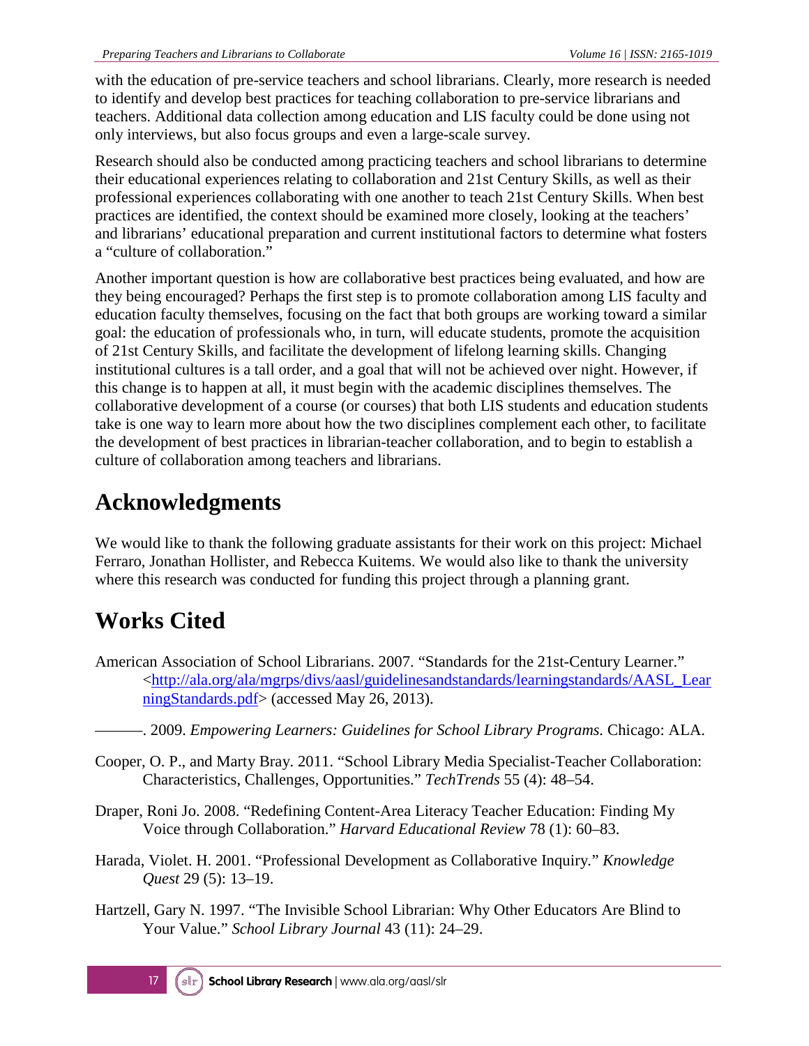with the education of pre-service teachers and school librarians. Clearly, more research is needed to identify and develop best practices for teaching collaboration to pre-service librarians and teachers. Additional data collection among education and LIS faculty could be done using not only interviews, but also focus groups and even a large-scale survey.

Research should also be conducted among practicing teachers and school librarians to determine their educational experiences relating to collaboration and 21st Century Skills, as well as their professional experiences collaborating with one another to teach 21st Century Skills. When best practices are identified, the context should be examined more closely, looking at the teachers' and librarians' educational preparation and current institutional factors to determine what fosters a "culture of collaboration."

Another important question is how are collaborative best practices being evaluated, and how are they being encouraged? Perhaps the first step is to promote collaboration among LIS faculty and education faculty themselves, focusing on the fact that both groups are working toward a similar goal: the education of professionals who, in turn, will educate students, promote the acquisition of 21st Century Skills, and facilitate the development of lifelong learning skills. Changing institutional cultures is a tall order, and a goal that will not be achieved over night. However, if this change is to happen at all, it must begin with the academic disciplines themselves. The collaborative development of a course (or courses) that both LIS students and education students take is one way to learn more about how the two disciplines complement each other, to facilitate the development of best practices in librarian-teacher collaboration, and to begin to establish a culture of collaboration among teachers and librarians.

# Acknowledgments

We would like to thank the following graduate assistants for their work on this project: Michael Ferraro, Jonathan Hollister, and Rebecca Kuitems. We would also like to thank the university where this research was conducted for funding this project through a planning grant.

# Works Cited

American Association of School Librarians. 2007. "Standards for the 21st-Century Learner." <http://ala.org/ala/mgrps/divs/aasl/guidelinesandstandards/learningstandards/AASL_LearningStandards.pdf> (accessed May 26, 2013).

———. 2009. *Empowering Learners: Guidelines for School Library Programs.* Chicago: ALA.

Cooper, O. P., and Marty Bray. 2011. "School Library Media Specialist-Teacher Collaboration: Characteristics, Challenges, Opportunities." *TechTrends* 55 (4): 48–54.

Draper, Roni Jo. 2008. "Redefining Content-Area Literacy Teacher Education: Finding My Voice through Collaboration." *Harvard Educational Review* 78 (1): 60–83.

Harada, Violet. H. 2001. "Professional Development as Collaborative Inquiry." *Knowledge Quest* 29 (5): 13–19.

Hartzell, Gary N. 1997. "The Invisible School Librarian: Why Other Educators Are Blind to Your Value." *School Library Journal* 43 (11): 24–29.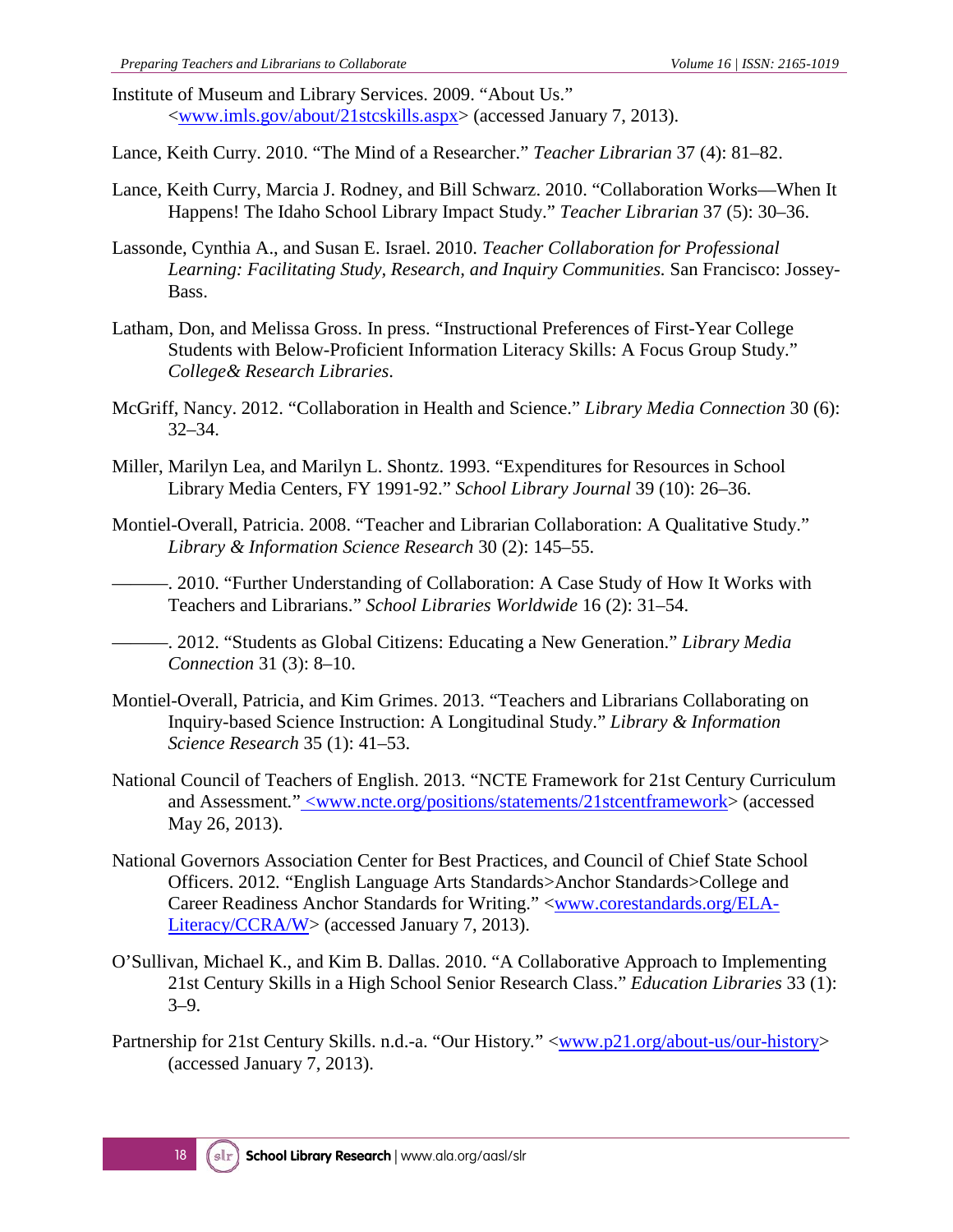Institute of Museum and Library Services. 2009. "About Us." <www.imls.gov/about/21stcskills.aspx> (accessed January 7, 2013).

Lance, Keith Curry. 2010. "The Mind of a Researcher." *Teacher Librarian* 37 (4): 81–82.

Lance, Keith Curry, Marcia J. Rodney, and Bill Schwarz. 2010. "Collaboration Works—When It Happens! The Idaho School Library Impact Study." *Teacher Librarian* 37 (5): 30–36.

Lassonde, Cynthia A., and Susan E. Israel. 2010. *Teacher Collaboration for Professional Learning: Facilitating Study, Research, and Inquiry Communities.* San Francisco: Jossey-Bass.

Latham, Don, and Melissa Gross. In press. "Instructional Preferences of First-Year College Students with Below-Proficient Information Literacy Skills: A Focus Group Study." *College& Research Libraries.*

McGriff, Nancy. 2012. "Collaboration in Health and Science." *Library Media Connection* 30 (6): 32–34.

Miller, Marilyn Lea, and Marilyn L. Shontz. 1993. "Expenditures for Resources in School Library Media Centers, FY 1991-92." *School Library Journal* 39 (10): 26–36.

Montiel-Overall, Patricia. 2008. "Teacher and Librarian Collaboration: A Qualitative Study." *Library & Information Science Research* 30 (2): 145–55.

———. 2010. "Further Understanding of Collaboration: A Case Study of How It Works with Teachers and Librarians." *School Libraries Worldwide* 16 (2): 31–54.

———. 2012. "Students as Global Citizens: Educating a New Generation." *Library Media Connection* 31 (3): 8–10.

Montiel-Overall, Patricia, and Kim Grimes. 2013. "Teachers and Librarians Collaborating on Inquiry-based Science Instruction: A Longitudinal Study." *Library & Information Science Research* 35 (1): 41–53.

National Council of Teachers of English. 2013. "NCTE Framework for 21st Century Curriculum and Assessment." <www.ncte.org/positions/statements/21stcentframework> (accessed May 26, 2013).

National Governors Association Center for Best Practices, and Council of Chief State School Officers. 2012. "English Language Arts Standards>Anchor Standards>College and Career Readiness Anchor Standards for Writing." <www.corestandards.org/ELA-Literacy/CCRA/W> (accessed January 7, 2013).

O'Sullivan, Michael K., and Kim B. Dallas. 2010. "A Collaborative Approach to Implementing 21st Century Skills in a High School Senior Research Class." *Education Libraries* 33 (1): 3–9.

Partnership for 21st Century Skills. n.d.-a. "Our History." <www.p21.org/about-us/our-history> (accessed January 7, 2013).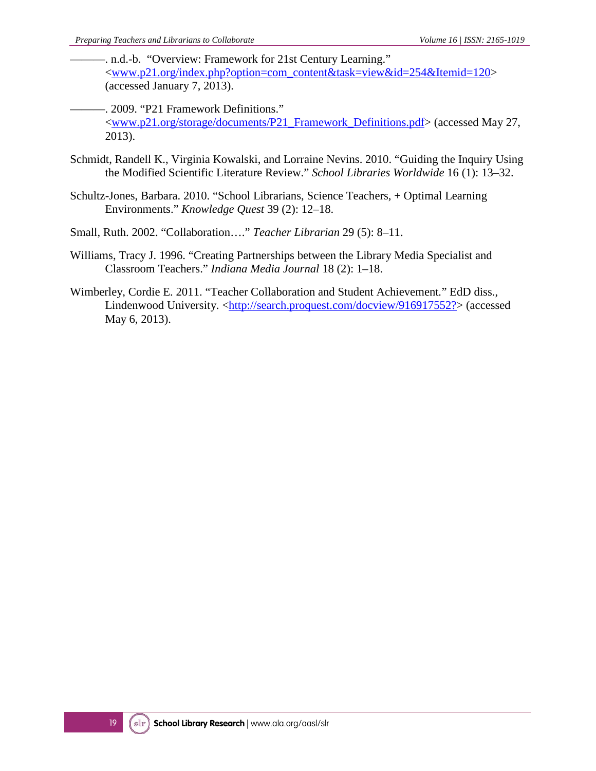———. n.d.-b. "Overview: Framework for 21st Century Learning." <www.p21.org/index.php?option=com_content&task=view&id=254&Itemid=120> (accessed January 7, 2013).

———. 2009. "P21 Framework Definitions." <www.p21.org/storage/documents/P21_Framework_Definitions.pdf> (accessed May 27, 2013).

Schmidt, Randell K., Virginia Kowalski, and Lorraine Nevins. 2010. "Guiding the Inquiry Using the Modified Scientific Literature Review." *School Libraries Worldwide* 16 (1): 13–32.

Schultz-Jones, Barbara. 2010. "School Librarians, Science Teachers, + Optimal Learning Environments." *Knowledge Quest* 39 (2): 12–18.

Small, Ruth. 2002. "Collaboration…." *Teacher Librarian* 29 (5): 8–11.

Williams, Tracy J. 1996. "Creating Partnerships between the Library Media Specialist and Classroom Teachers." *Indiana Media Journal* 18 (2): 1–18.

Wimberley, Cordie E. 2011. "Teacher Collaboration and Student Achievement." EdD diss., Lindenwood University. <http://search.proquest.com/docview/916917552?> (accessed May 6, 2013).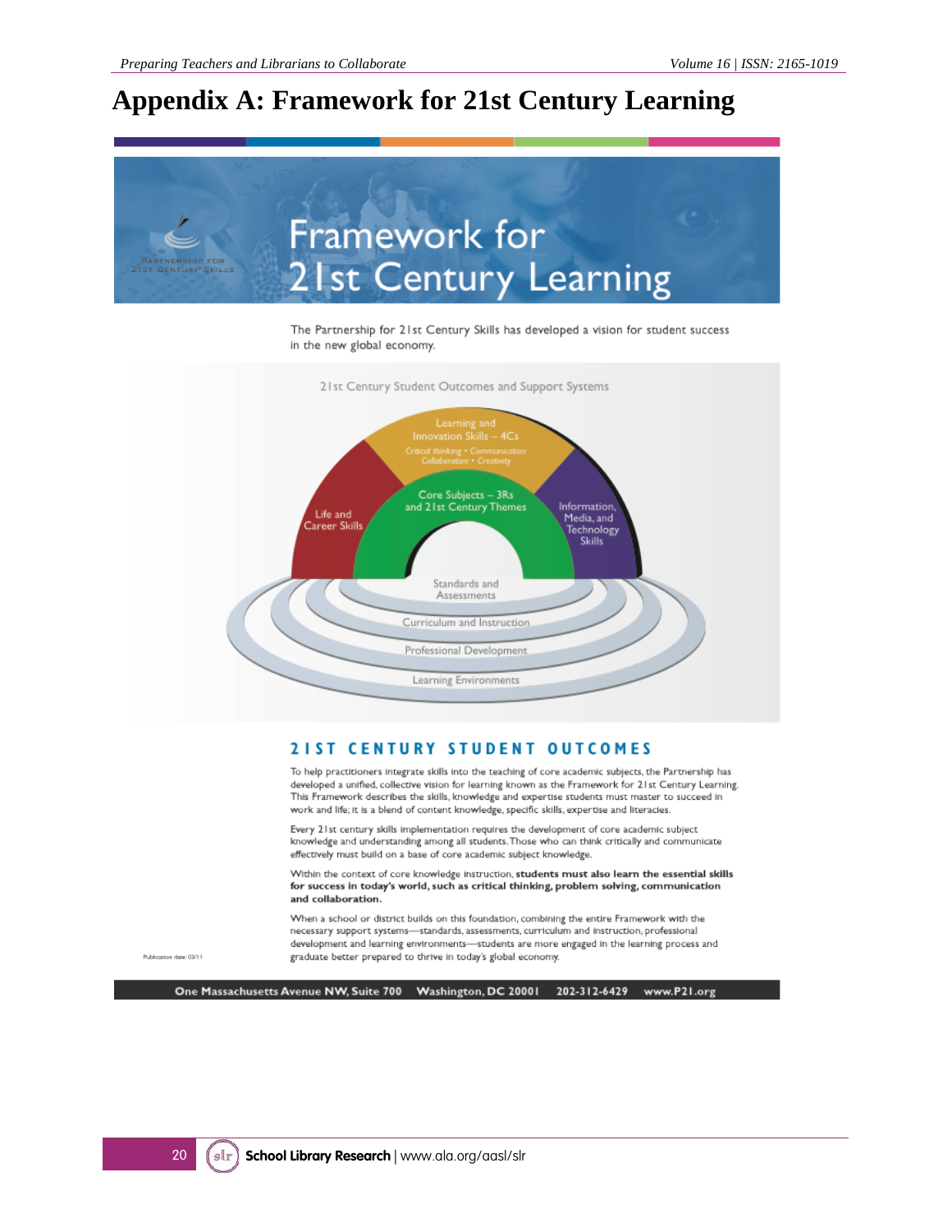# Appendix A: Framework for 21st Century Learning

PARTNERSHIP FOR 21ST CENTURY SKILLS

## Framework for 21st Century Learning

The Partnership for 21st Century Skills has developed a vision for student success in the new global economy.

21st Century Student Outcomes and Support Systems

Learning and Innovation Skills – 4Cs
*Critical thinking • Communication*
*Collaboration • Creativity*

Life and Career Skills

Core Subjects – 3Rs and 21st Century Themes

Information, Media, and Technology Skills

Standards and Assessments

Curriculum and Instruction

Professional Development

Learning Environments

## 21ST CENTURY STUDENT OUTCOMES

To help practitioners integrate skills into the teaching of core academic subjects, the Partnership has developed a unified, collective vision for learning known as the Framework for 21st Century Learning. This Framework describes the skills, knowledge and expertise students must master to succeed in work and life; it is a blend of content knowledge, specific skills, expertise and literacies.

Every 21st century skills implementation requires the development of core academic subject knowledge and understanding among all students. Those who can think critically and communicate effectively must build on a base of core academic subject knowledge.

Within the context of core knowledge instruction, **students must also learn the essential skills for success in today's world, such as critical thinking, problem solving, communication and collaboration.**

When a school or district builds on this foundation, combining the entire Framework with the necessary support systems—standards, assessments, curriculum and instruction, professional development and learning environments—students are more engaged in the learning process and graduate better prepared to thrive in today's global economy.

Publication date: 03/11

One Massachusetts Avenue NW, Suite 700 Washington, DC 20001 202-312-6429 www.P21.org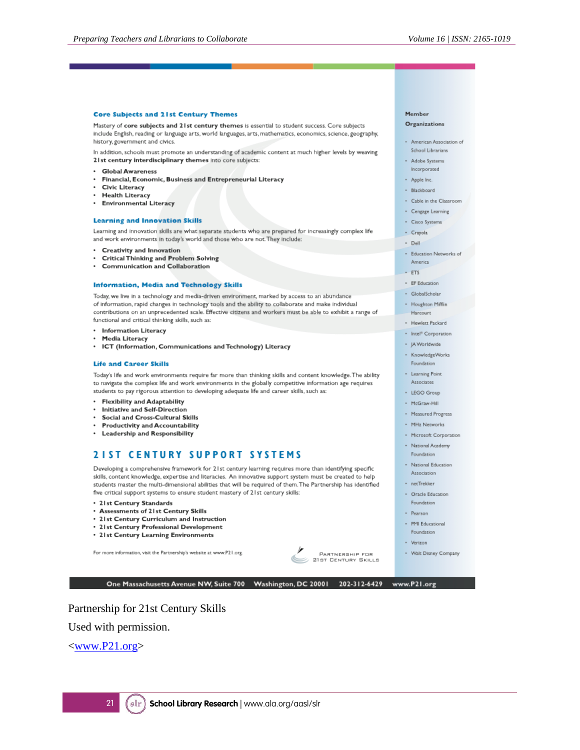### Core Subjects and 21st Century Themes

Mastery of **core subjects and 21st century themes** is essential to student success. Core subjects include English, reading or language arts, world languages, arts, mathematics, economics, science, geography, history, government and civics.

In addition, schools must promote an understanding of academic content at much higher levels by weaving **21st century interdisciplinary themes** into core subjects:

- **Global Awareness**
- **Financial, Economic, Business and Entrepreneurial Literacy**
- **Civic Literacy**
- **Health Literacy**
- **Environmental Literacy**

### Learning and Innovation Skills

Learning and innovation skills are what separate students who are prepared for increasingly complex life and work environments in today's world and those who are not. They include:

- **Creativity and Innovation**
- **Critical Thinking and Problem Solving**
- **Communication and Collaboration**

### Information, Media and Technology Skills

Today, we live in a technology and media-driven environment, marked by access to an abundance of information, rapid changes in technology tools and the ability to collaborate and make individual contributions on an unprecedented scale. Effective citizens and workers must be able to exhibit a range of functional and critical thinking skills, such as:

- **Information Literacy**
- **Media Literacy**
- **ICT (Information, Communications and Technology) Literacy**

### Life and Career Skills

Today's life and work environments require far more than thinking skills and content knowledge. The ability to navigate the complex life and work environments in the globally competitive information age requires students to pay rigorous attention to developing adequate life and career skills, such as:

- **Flexibility and Adaptability**
- **Initiative and Self-Direction**
- **Social and Cross-Cultural Skills**
- **Productivity and Accountability**
- **Leadership and Responsibility**

## 21ST CENTURY SUPPORT SYSTEMS

Developing a comprehensive framework for 21st century learning requires more than identifying specific skills, content knowledge, expertise and literacies. An innovative support system must be created to help students master the multi-dimensional abilities that will be required of them. The Partnership has identified five critical support systems to ensure student mastery of 21st century skills:

- **21st Century Standards**
- **Assessments of 21st Century Skills**
- **21st Century Curriculum and Instruction**
- **21st Century Professional Development**
- **21st Century Learning Environments**

For more information, visit the Partnership's website at www.P21.org.

PARTNERSHIP FOR 21ST CENTURY SKILLS

### Member Organizations

- American Association of School Librarians
- Adobe Systems Incorporated
- Apple Inc.
- Blackboard
- Cable in the Classroom
- Cengage Learning
- Cisco Systems
- Crayola
- Dell
- Education Networks of America
- ETS
- EF Education
- GlobalScholar
- Houghton Mifflin Harcourt
- Hewlett Packard
- Intel® Corporation
- JA Worldwide
- KnowledgeWorks Foundation
- Learning Point Associates
- LEGO Group
- McGraw-Hill
- Measured Progress
- MHz Networks
- Microsoft Corporation
- National Academy Foundation
- National Education Association
- netTrekker
- Oracle Education Foundation
- Pearson
- PMI Educational Foundation
- Verizon
- Walt Disney Company

**One Massachusetts Avenue NW, Suite 700 Washington, DC 20001 202-312-6429 www.P21.org**

Partnership for 21st Century Skills

Used with permission.

<www.P21.org>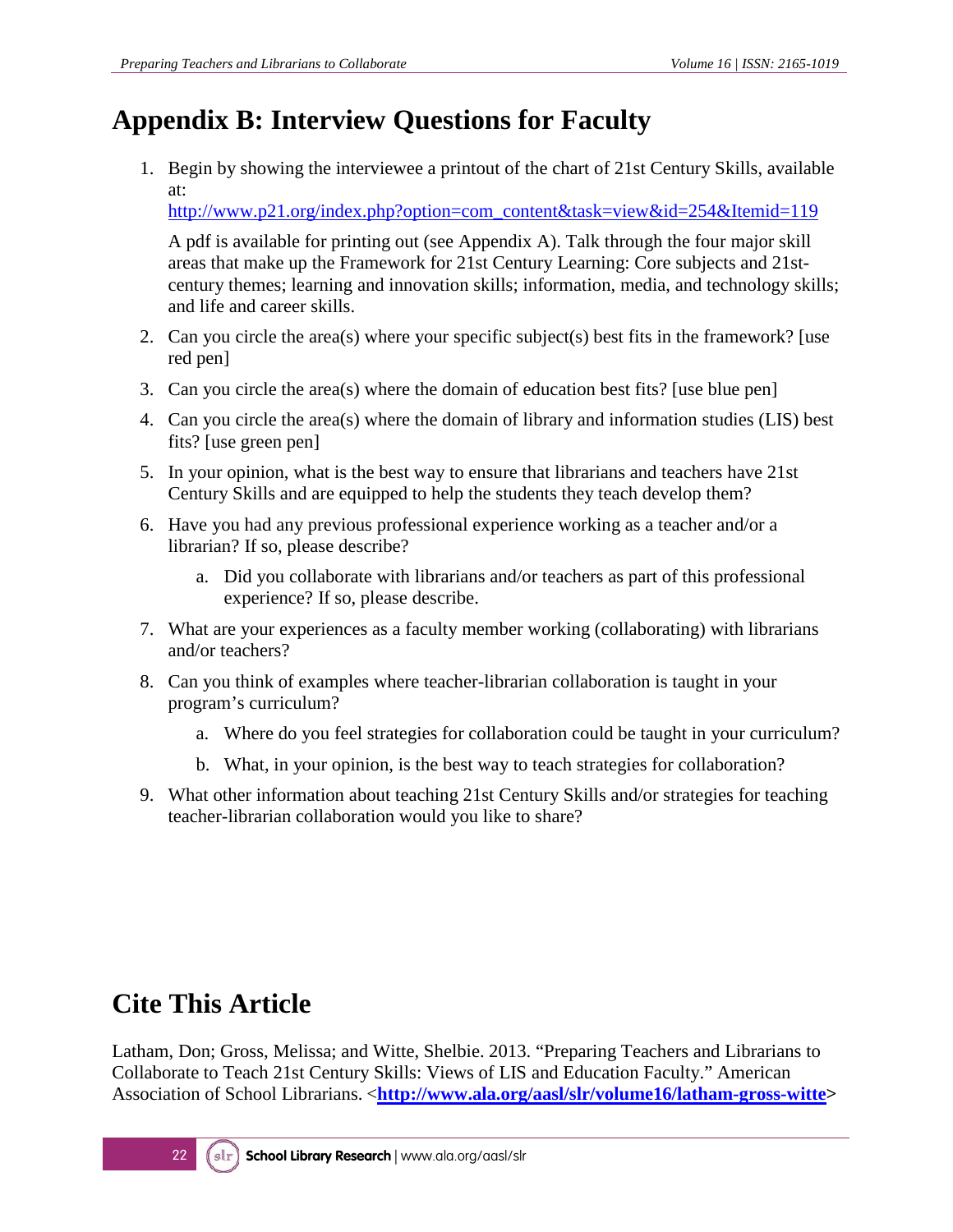# Appendix B: Interview Questions for Faculty

1. Begin by showing the interviewee a printout of the chart of 21st Century Skills, available at:
   http://www.p21.org/index.php?option=com_content&task=view&id=254&Itemid=119

   A pdf is available for printing out (see Appendix A). Talk through the four major skill areas that make up the Framework for 21st Century Learning: Core subjects and 21st-century themes; learning and innovation skills; information, media, and technology skills; and life and career skills.

2. Can you circle the area(s) where your specific subject(s) best fits in the framework? [use red pen]

3. Can you circle the area(s) where the domain of education best fits? [use blue pen]

4. Can you circle the area(s) where the domain of library and information studies (LIS) best fits? [use green pen]

5. In your opinion, what is the best way to ensure that librarians and teachers have 21st Century Skills and are equipped to help the students they teach develop them?

6. Have you had any previous professional experience working as a teacher and/or a librarian? If so, please describe?

   a. Did you collaborate with librarians and/or teachers as part of this professional experience? If so, please describe.

7. What are your experiences as a faculty member working (collaborating) with librarians and/or teachers?

8. Can you think of examples where teacher-librarian collaboration is taught in your program's curriculum?

   a. Where do you feel strategies for collaboration could be taught in your curriculum?

   b. What, in your opinion, is the best way to teach strategies for collaboration?

9. What other information about teaching 21st Century Skills and/or strategies for teaching teacher-librarian collaboration would you like to share?

# Cite This Article

Latham, Don; Gross, Melissa; and Witte, Shelbie. 2013. "Preparing Teachers and Librarians to Collaborate to Teach 21st Century Skills: Views of LIS and Education Faculty." American Association of School Librarians. <**http://www.ala.org/aasl/slr/volume16/latham-gross-witte**>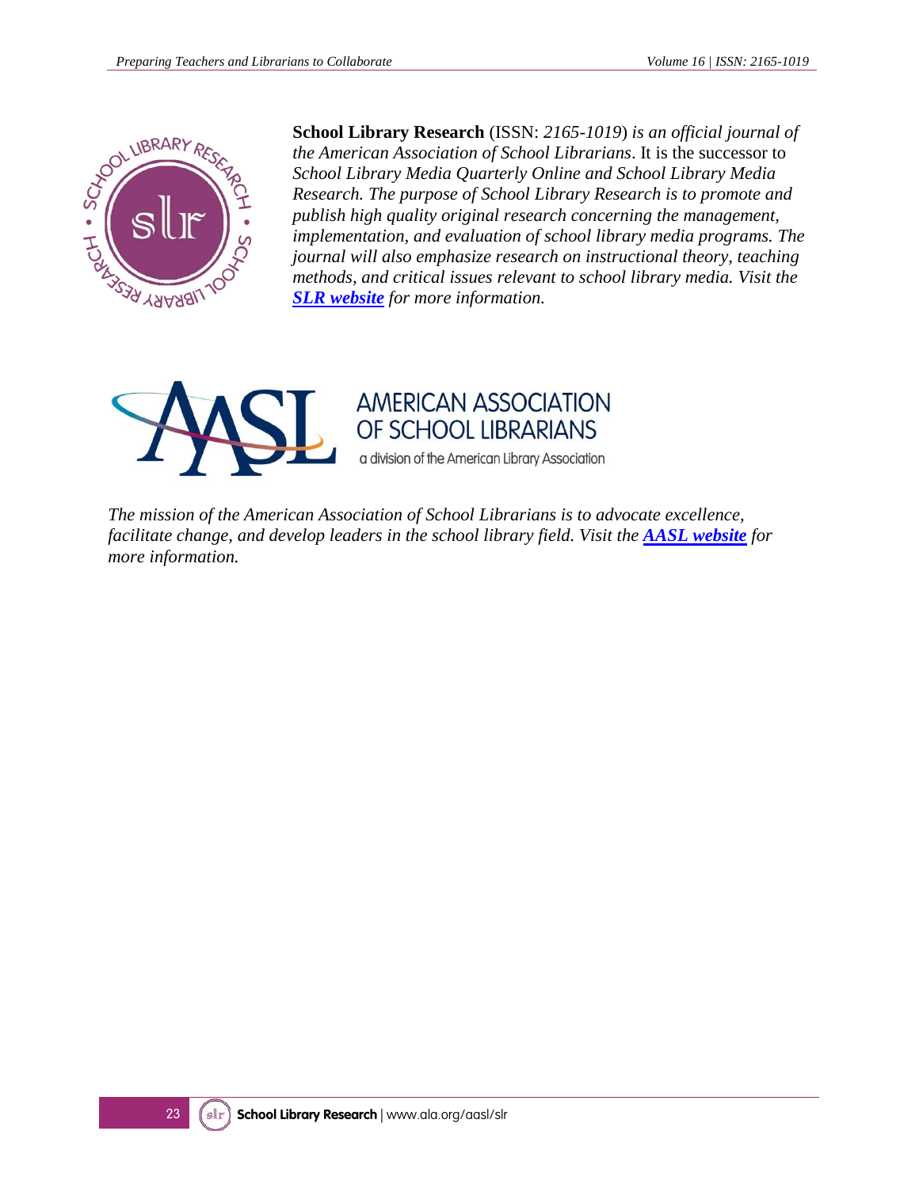**School Library Research** (ISSN: *2165-1019*) *is an official journal of the American Association of School Librarians*. It is the successor to *School Library Media Quarterly Online and School Library Media Research. The purpose of School Library Research is to promote and publish high quality original research concerning the management, implementation, and evaluation of school library media programs. The journal will also emphasize research on instructional theory, teaching methods, and critical issues relevant to school library media. Visit the* ***SLR website*** *for more information.*

AMERICAN ASSOCIATION OF SCHOOL LIBRARIANS

a division of the American Library Association

*The mission of the American Association of School Librarians is to advocate excellence, facilitate change, and develop leaders in the school library field. Visit the* ***AASL website*** *for more information.*